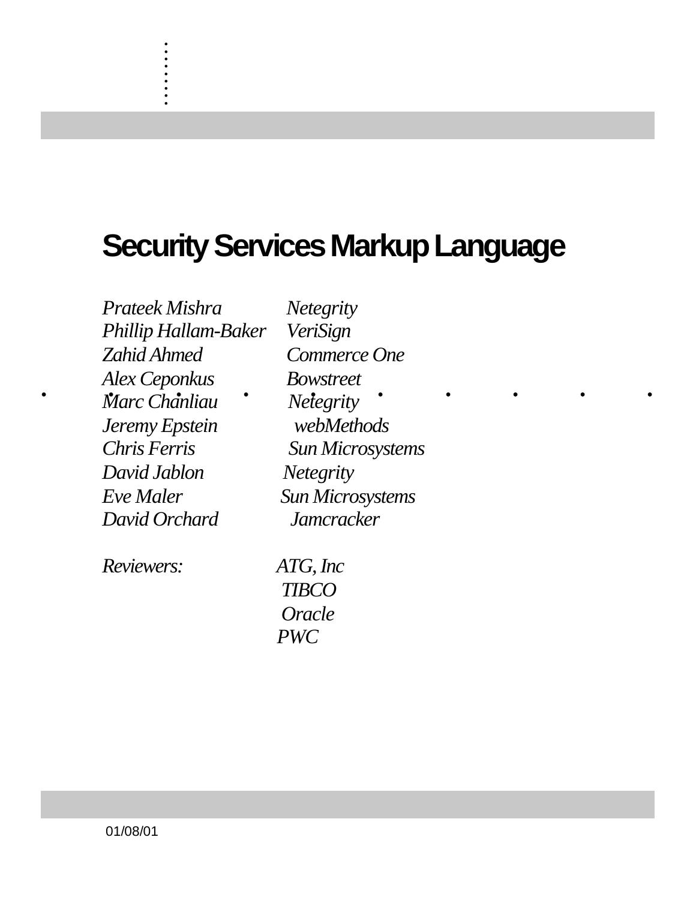# Security Services Markup Language

| | |
|---|---|
| *Prateek Mishra* | *Netegrity* |
| *Phillip Hallam-Baker* | *VeriSign* |
| *Zahid Ahmed* | *Commerce One* |
| *Alex Ceponkus* | *Bowstreet* |
| *Marc Chanliau* | *Netegrity* |
| *Jeremy Epstein* | *webMethods* |
| *Chris Ferris* | *Sun Microsystems* |
| *David Jablon* | *Netegrity* |
| *Eve Maler* | *Sun Microsystems* |
| *David Orchard* | *Jamcracker* |
| | |
| *Reviewers:* | *ATG, Inc* |
| | *TIBCO* |
| | *Oracle* |
| | *PWC* |

01/08/01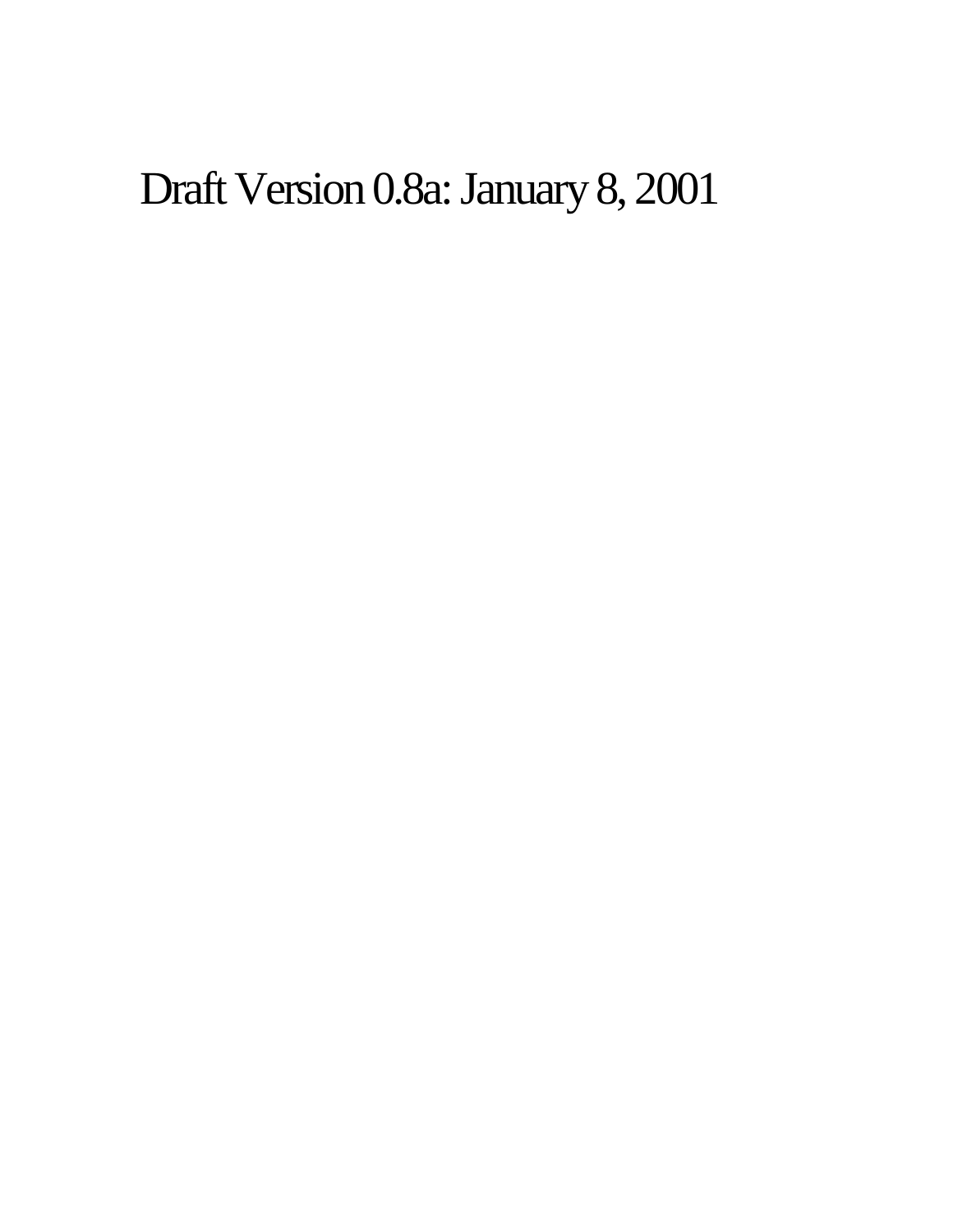Draft Version 0.8a: January 8, 2001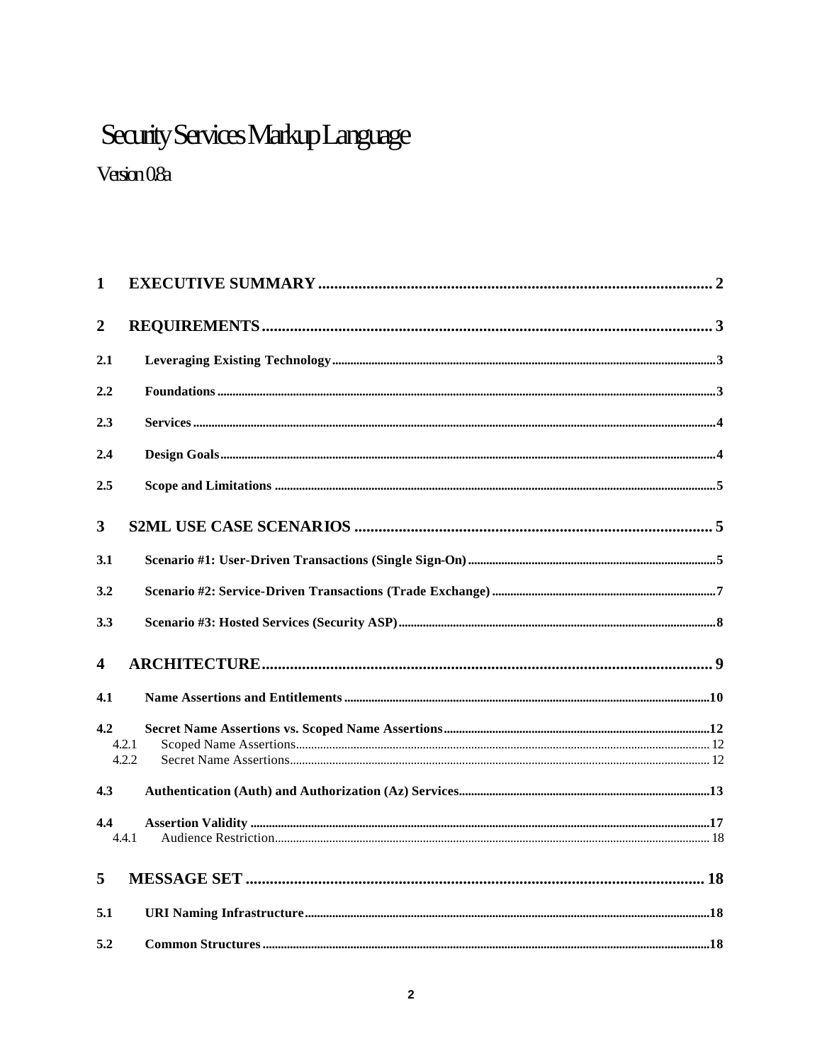# Security Services Markup Language

Version 0.8a

1 EXECUTIVE SUMMARY ..................................................................................... 2

2 REQUIREMENTS .............................................................................................. 3

2.1 Leveraging Existing Technology ......................................................................... 3

2.2 Foundations ...................................................................................................... 3

2.3 Services ............................................................................................................ 4

2.4 Design Goals ..................................................................................................... 4

2.5 Scope and Limitations ........................................................................................ 5

3 S2ML USE CASE SCENARIOS ........................................................................ 5

3.1 Scenario #1: User-Driven Transactions (Single Sign-On) ....................................... 5

3.2 Scenario #2: Service-Driven Transactions (Trade Exchange) .................................. 7

3.3 Scenario #3: Hosted Services (Security ASP) ........................................................ 8

4 ARCHITECTURE .............................................................................................. 9

4.1 Name Assertions and Entitlements ..................................................................... 10

4.2 Secret Name Assertions vs. Scoped Name Assertions ........................................... 12

4.2.1 Scoped Name Assertions ................................................................................ 12

4.2.2 Secret Name Assertions .................................................................................. 12

4.3 Authentication (Auth) and Authorization (Az) Services ......................................... 13

4.4 Assertion Validity ............................................................................................. 17

4.4.1 Audience Restriction ...................................................................................... 18

5 MESSAGE SET ................................................................................................ 18

5.1 URI Naming Infrastructure ................................................................................ 18

5.2 Common Structures .......................................................................................... 18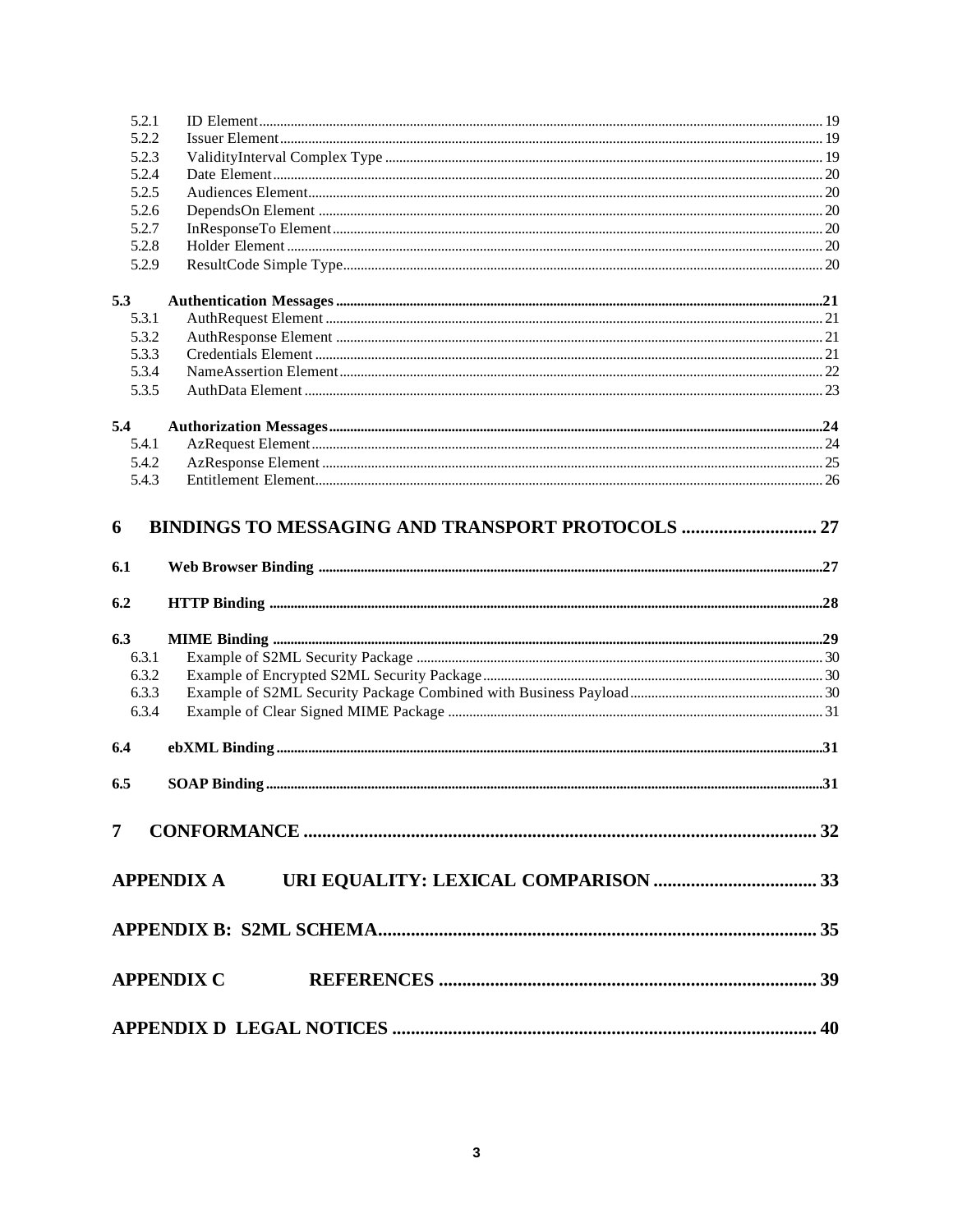5.2.1 ID Element ... 19
5.2.2 Issuer Element ... 19
5.2.3 ValidityInterval Complex Type ... 19
5.2.4 Date Element ... 20
5.2.5 Audiences Element ... 20
5.2.6 DependsOn Element ... 20
5.2.7 InResponseTo Element ... 20
5.2.8 Holder Element ... 20
5.2.9 ResultCode Simple Type ... 20

**5.3 Authentication Messages ... 21**
5.3.1 AuthRequest Element ... 21
5.3.2 AuthResponse Element ... 21
5.3.3 Credentials Element ... 21
5.3.4 NameAssertion Element ... 22
5.3.5 AuthData Element ... 23

**5.4 Authorization Messages ... 24**
5.4.1 AzRequest Element ... 24
5.4.2 AzResponse Element ... 25
5.4.3 Entitlement Element ... 26

**6 BINDINGS TO MESSAGING AND TRANSPORT PROTOCOLS ... 27**

**6.1 Web Browser Binding ... 27**

**6.2 HTTP Binding ... 28**

**6.3 MIME Binding ... 29**
6.3.1 Example of S2ML Security Package ... 30
6.3.2 Example of Encrypted S2ML Security Package ... 30
6.3.3 Example of S2ML Security Package Combined with Business Payload ... 30
6.3.4 Example of Clear Signed MIME Package ... 31

**6.4 ebXML Binding ... 31**

**6.5 SOAP Binding ... 31**

**7 CONFORMANCE ... 32**

**APPENDIX A URI EQUALITY: LEXICAL COMPARISON ... 33**

**APPENDIX B: S2ML SCHEMA ... 35**

**APPENDIX C REFERENCES ... 39**

**APPENDIX D LEGAL NOTICES ... 40**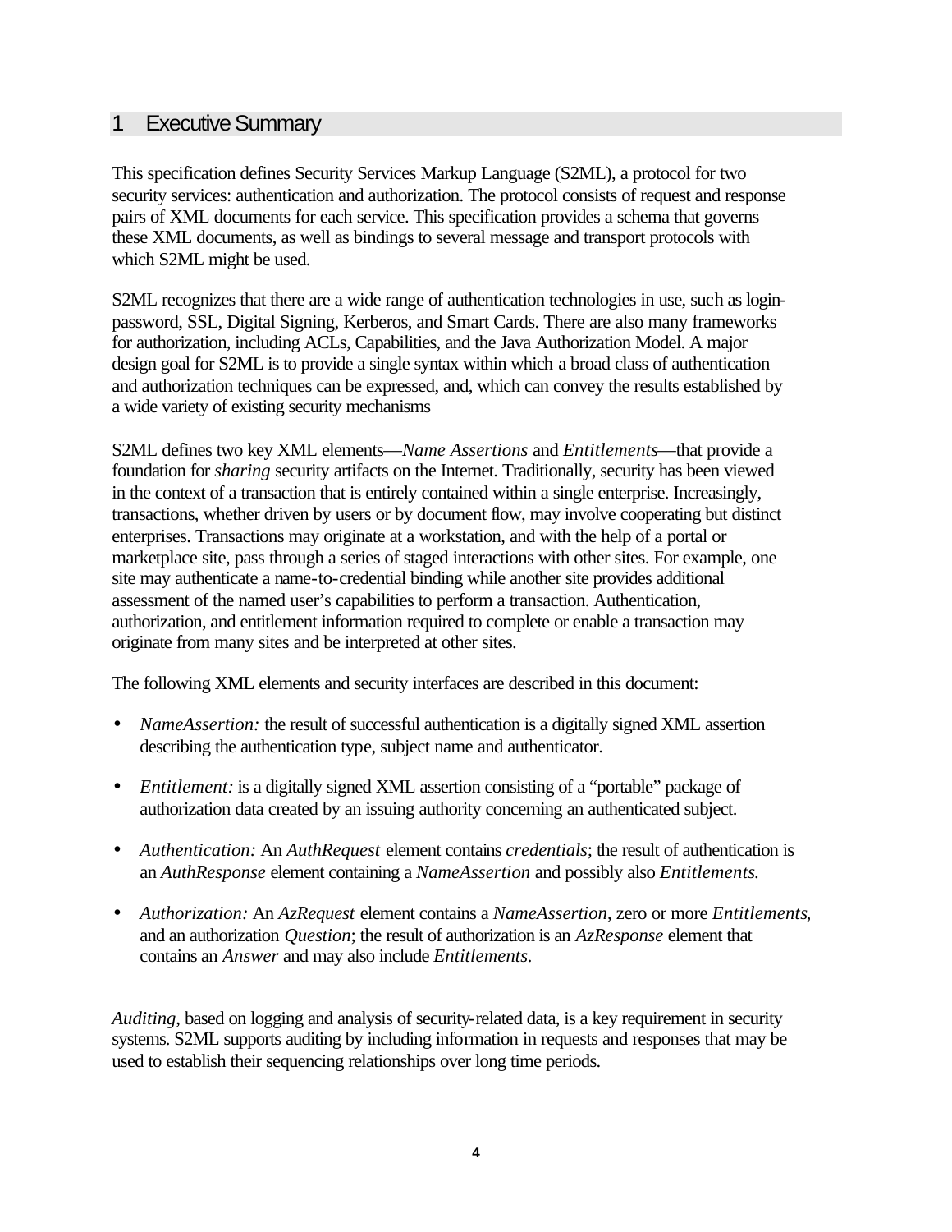# 1 Executive Summary

This specification defines Security Services Markup Language (S2ML), a protocol for two security services: authentication and authorization. The protocol consists of request and response pairs of XML documents for each service. This specification provides a schema that governs these XML documents, as well as bindings to several message and transport protocols with which S2ML might be used.

S2ML recognizes that there are a wide range of authentication technologies in use, such as login-password, SSL, Digital Signing, Kerberos, and Smart Cards. There are also many frameworks for authorization, including ACLs, Capabilities, and the Java Authorization Model. A major design goal for S2ML is to provide a single syntax within which a broad class of authentication and authorization techniques can be expressed, and, which can convey the results established by a wide variety of existing security mechanisms

S2ML defines two key XML elements—*Name Assertions* and *Entitlements*—that provide a foundation for *sharing* security artifacts on the Internet. Traditionally, security has been viewed in the context of a transaction that is entirely contained within a single enterprise. Increasingly, transactions, whether driven by users or by document flow, may involve cooperating but distinct enterprises. Transactions may originate at a workstation, and with the help of a portal or marketplace site, pass through a series of staged interactions with other sites. For example, one site may authenticate a name-to-credential binding while another site provides additional assessment of the named user's capabilities to perform a transaction. Authentication, authorization, and entitlement information required to complete or enable a transaction may originate from many sites and be interpreted at other sites.

The following XML elements and security interfaces are described in this document:

- *NameAssertion:* the result of successful authentication is a digitally signed XML assertion describing the authentication type, subject name and authenticator.
- *Entitlement:* is a digitally signed XML assertion consisting of a "portable" package of authorization data created by an issuing authority concerning an authenticated subject.
- *Authentication:* An *AuthRequest* element contains *credentials*; the result of authentication is an *AuthResponse* element containing a *NameAssertion* and possibly also *Entitlements.*
- *Authorization:* An *AzRequest* element contains a *NameAssertion*, zero or more *Entitlements*, and an authorization *Question*; the result of authorization is an *AzResponse* element that contains an *Answer* and may also include *Entitlements*.

*Auditing*, based on logging and analysis of security-related data, is a key requirement in security systems. S2ML supports auditing by including information in requests and responses that may be used to establish their sequencing relationships over long time periods.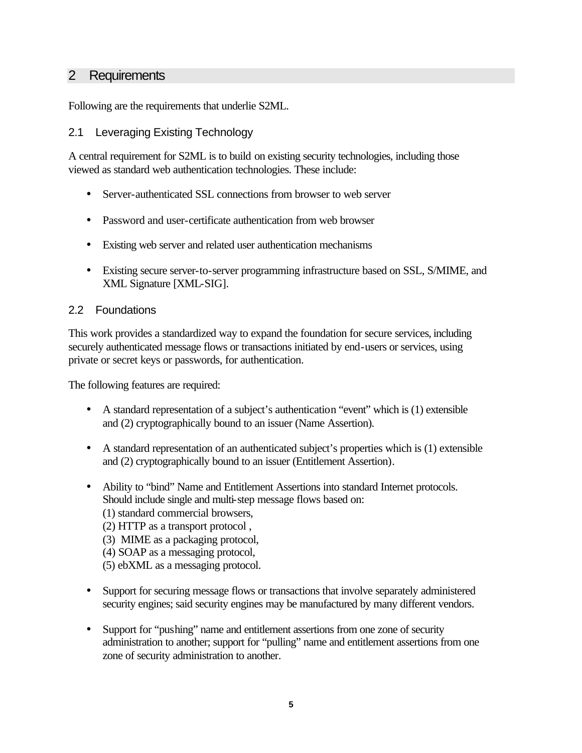## 2 Requirements

Following are the requirements that underlie S2ML.

### 2.1 Leveraging Existing Technology

A central requirement for S2ML is to build on existing security technologies, including those viewed as standard web authentication technologies. These include:

- Server-authenticated SSL connections from browser to web server
- Password and user-certificate authentication from web browser
- Existing web server and related user authentication mechanisms
- Existing secure server-to-server programming infrastructure based on SSL, S/MIME, and XML Signature [XML-SIG].

### 2.2 Foundations

This work provides a standardized way to expand the foundation for secure services, including securely authenticated message flows or transactions initiated by end-users or services, using private or secret keys or passwords, for authentication.

The following features are required:

- A standard representation of a subject's authentication "event" which is (1) extensible and (2) cryptographically bound to an issuer (Name Assertion).
- A standard representation of an authenticated subject's properties which is (1) extensible and (2) cryptographically bound to an issuer (Entitlement Assertion).
- Ability to "bind" Name and Entitlement Assertions into standard Internet protocols. Should include single and multi-step message flows based on:
  (1) standard commercial browsers,
  (2) HTTP as a transport protocol ,
  (3) MIME as a packaging protocol,
  (4) SOAP as a messaging protocol,
  (5) ebXML as a messaging protocol.
- Support for securing message flows or transactions that involve separately administered security engines; said security engines may be manufactured by many different vendors.
- Support for "pushing" name and entitlement assertions from one zone of security administration to another; support for "pulling" name and entitlement assertions from one zone of security administration to another.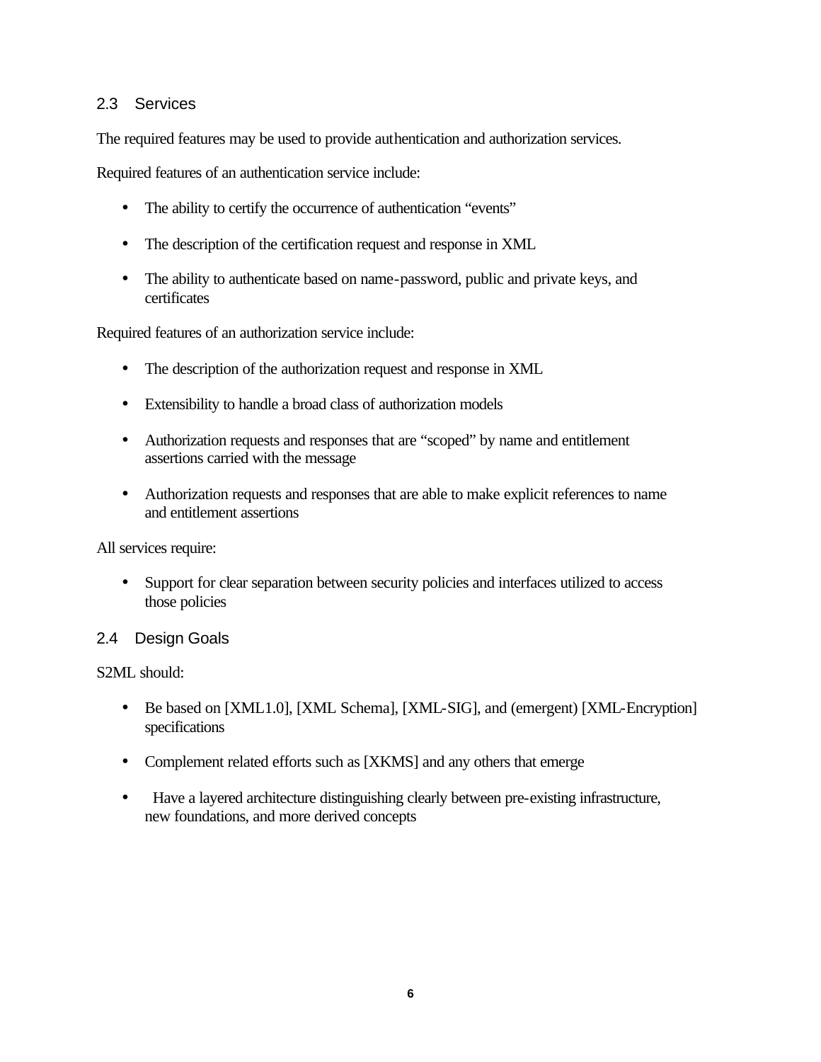## 2.3 Services

The required features may be used to provide authentication and authorization services.

Required features of an authentication service include:

- The ability to certify the occurrence of authentication "events"
- The description of the certification request and response in XML
- The ability to authenticate based on name-password, public and private keys, and certificates

Required features of an authorization service include:

- The description of the authorization request and response in XML
- Extensibility to handle a broad class of authorization models
- Authorization requests and responses that are "scoped" by name and entitlement assertions carried with the message
- Authorization requests and responses that are able to make explicit references to name and entitlement assertions

All services require:

- Support for clear separation between security policies and interfaces utilized to access those policies

## 2.4 Design Goals

S2ML should:

- Be based on [XML1.0], [XML Schema], [XML-SIG], and (emergent) [XML-Encryption] specifications
- Complement related efforts such as [XKMS] and any others that emerge
- Have a layered architecture distinguishing clearly between pre-existing infrastructure, new foundations, and more derived concepts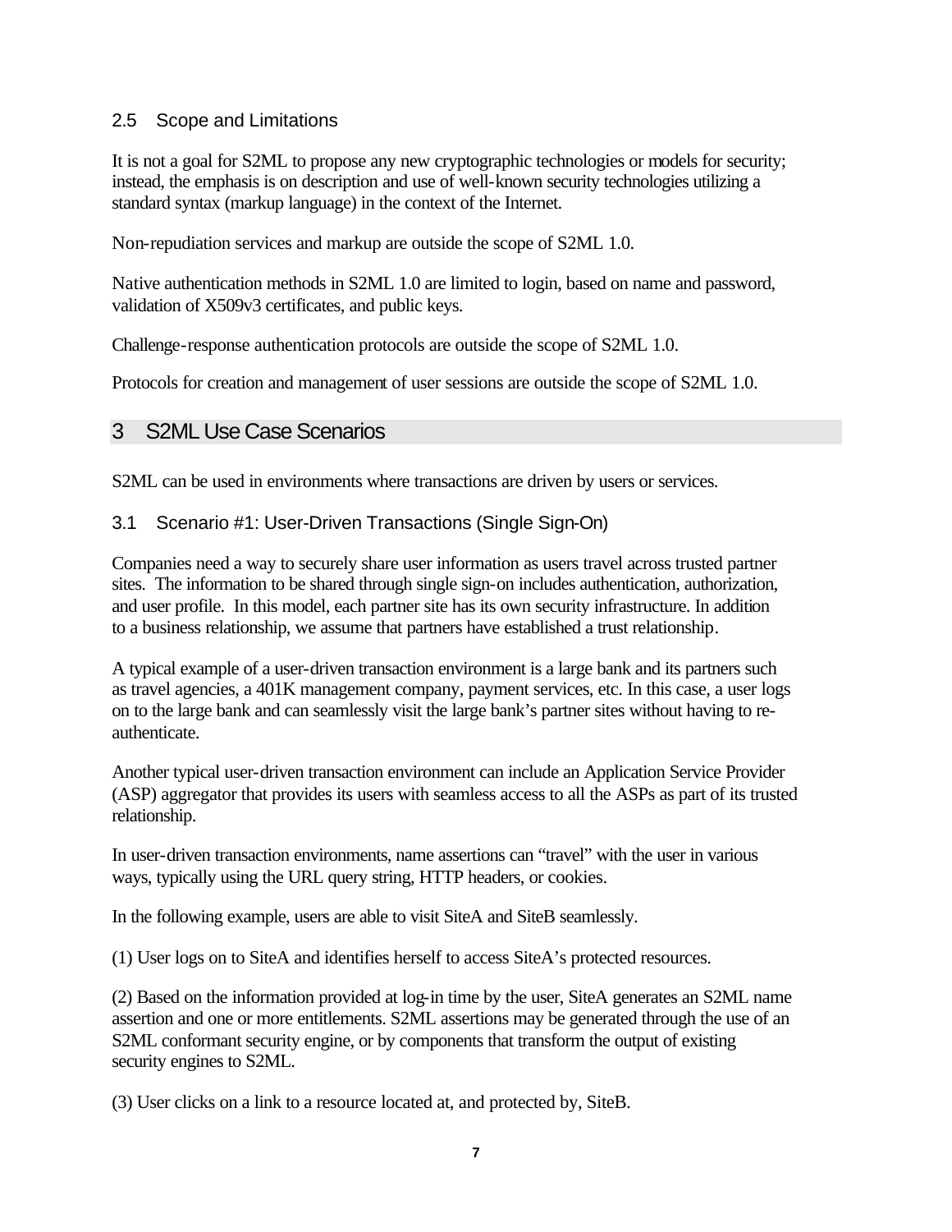### 2.5 Scope and Limitations

It is not a goal for S2ML to propose any new cryptographic technologies or models for security; instead, the emphasis is on description and use of well-known security technologies utilizing a standard syntax (markup language) in the context of the Internet.

Non-repudiation services and markup are outside the scope of S2ML 1.0.

Native authentication methods in S2ML 1.0 are limited to login, based on name and password, validation of X509v3 certificates, and public keys.

Challenge-response authentication protocols are outside the scope of S2ML 1.0.

Protocols for creation and management of user sessions are outside the scope of S2ML 1.0.

## 3 S2ML Use Case Scenarios

S2ML can be used in environments where transactions are driven by users or services.

### 3.1 Scenario #1: User-Driven Transactions (Single Sign-On)

Companies need a way to securely share user information as users travel across trusted partner sites. The information to be shared through single sign-on includes authentication, authorization, and user profile. In this model, each partner site has its own security infrastructure. In addition to a business relationship, we assume that partners have established a trust relationship.

A typical example of a user-driven transaction environment is a large bank and its partners such as travel agencies, a 401K management company, payment services, etc. In this case, a user logs on to the large bank and can seamlessly visit the large bank's partner sites without having to re-authenticate.

Another typical user-driven transaction environment can include an Application Service Provider (ASP) aggregator that provides its users with seamless access to all the ASPs as part of its trusted relationship.

In user-driven transaction environments, name assertions can "travel" with the user in various ways, typically using the URL query string, HTTP headers, or cookies.

In the following example, users are able to visit SiteA and SiteB seamlessly.

(1) User logs on to SiteA and identifies herself to access SiteA's protected resources.

(2) Based on the information provided at log-in time by the user, SiteA generates an S2ML name assertion and one or more entitlements. S2ML assertions may be generated through the use of an S2ML conformant security engine, or by components that transform the output of existing security engines to S2ML.

(3) User clicks on a link to a resource located at, and protected by, SiteB.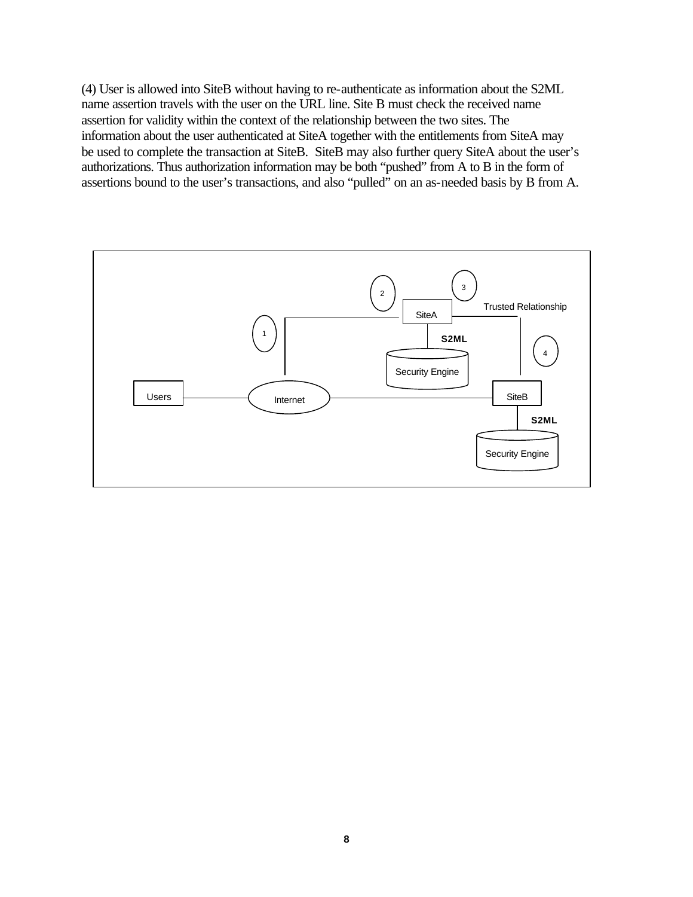(4) User is allowed into SiteB without having to re-authenticate as information about the S2ML name assertion travels with the user on the URL line. Site B must check the received name assertion for validity within the context of the relationship between the two sites. The information about the user authenticated at SiteA together with the entitlements from SiteA may be used to complete the transaction at SiteB. SiteB may also further query SiteA about the user's authorizations. Thus authorization information may be both "pushed" from A to B in the form of assertions bound to the user's transactions, and also "pulled" on an as-needed basis by B from A.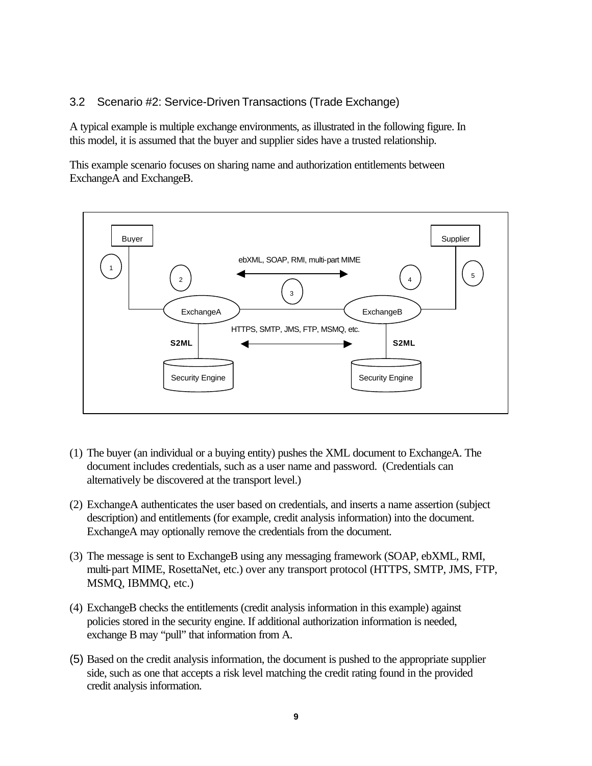### 3.2 Scenario #2: Service-Driven Transactions (Trade Exchange)

A typical example is multiple exchange environments, as illustrated in the following figure. In this model, it is assumed that the buyer and supplier sides have a trusted relationship.

This example scenario focuses on sharing name and authorization entitlements between ExchangeA and ExchangeB.

(1) The buyer (an individual or a buying entity) pushes the XML document to ExchangeA. The document includes credentials, such as a user name and password. (Credentials can alternatively be discovered at the transport level.)

(2) ExchangeA authenticates the user based on credentials, and inserts a name assertion (subject description) and entitlements (for example, credit analysis information) into the document. ExchangeA may optionally remove the credentials from the document.

(3) The message is sent to ExchangeB using any messaging framework (SOAP, ebXML, RMI, multi-part MIME, RosettaNet, etc.) over any transport protocol (HTTPS, SMTP, JMS, FTP, MSMQ, IBMMQ, etc.)

(4) ExchangeB checks the entitlements (credit analysis information in this example) against policies stored in the security engine. If additional authorization information is needed, exchange B may "pull" that information from A.

(5) Based on the credit analysis information, the document is pushed to the appropriate supplier side, such as one that accepts a risk level matching the credit rating found in the provided credit analysis information.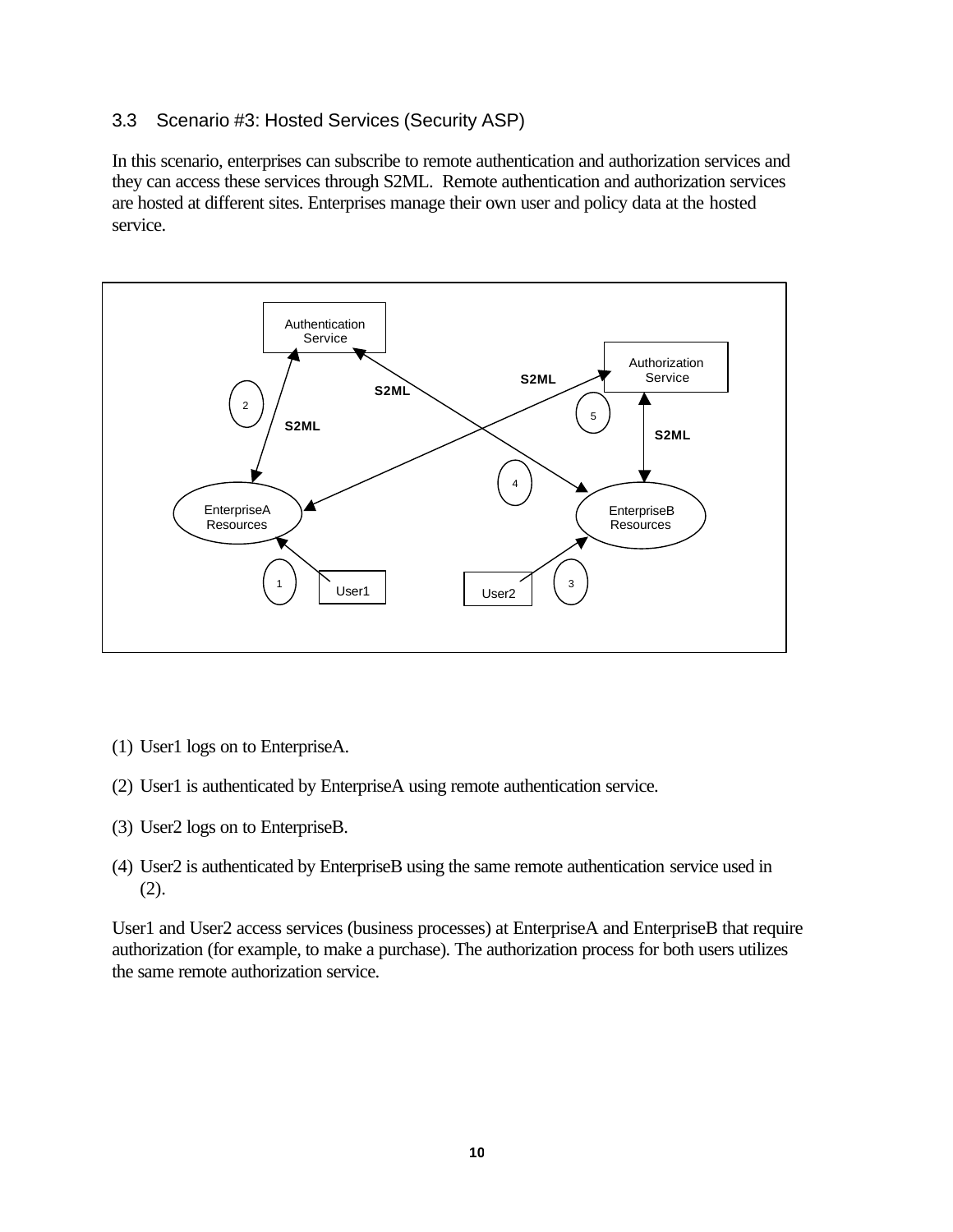### 3.3 Scenario #3: Hosted Services (Security ASP)

In this scenario, enterprises can subscribe to remote authentication and authorization services and they can access these services through S2ML. Remote authentication and authorization services are hosted at different sites. Enterprises manage their own user and policy data at the hosted service.

(1) User1 logs on to EnterpriseA.

(2) User1 is authenticated by EnterpriseA using remote authentication service.

(3) User2 logs on to EnterpriseB.

(4) User2 is authenticated by EnterpriseB using the same remote authentication service used in (2).

User1 and User2 access services (business processes) at EnterpriseA and EnterpriseB that require authorization (for example, to make a purchase). The authorization process for both users utilizes the same remote authorization service.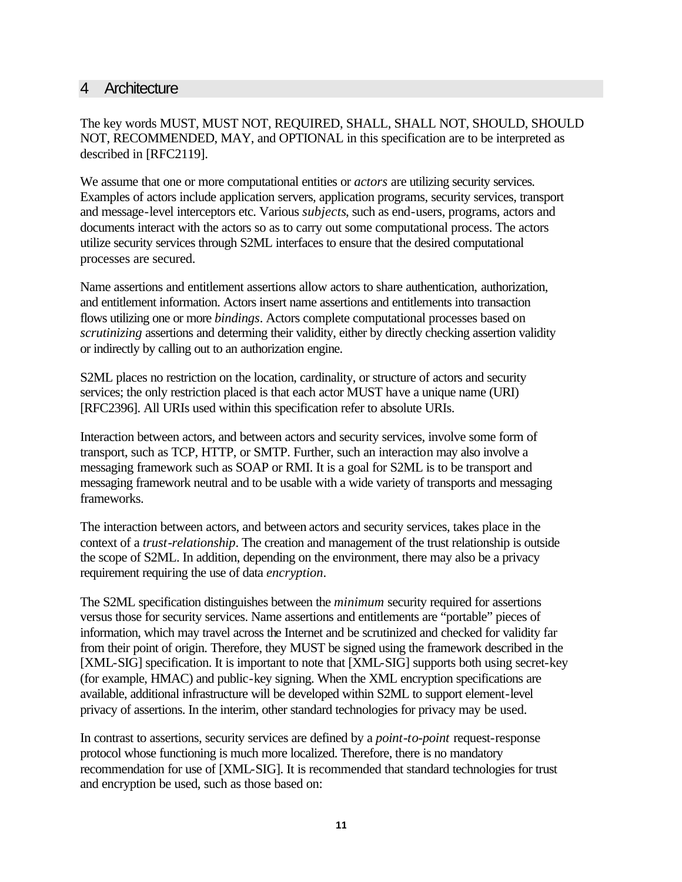# 4 Architecture

The key words MUST, MUST NOT, REQUIRED, SHALL, SHALL NOT, SHOULD, SHOULD NOT, RECOMMENDED, MAY, and OPTIONAL in this specification are to be interpreted as described in [RFC2119].

We assume that one or more computational entities or *actors* are utilizing security services. Examples of actors include application servers, application programs, security services, transport and message-level interceptors etc. Various *subjects*, such as end-users, programs, actors and documents interact with the actors so as to carry out some computational process. The actors utilize security services through S2ML interfaces to ensure that the desired computational processes are secured.

Name assertions and entitlement assertions allow actors to share authentication, authorization, and entitlement information. Actors insert name assertions and entitlements into transaction flows utilizing one or more *bindings*. Actors complete computational processes based on *scrutinizing* assertions and determing their validity, either by directly checking assertion validity or indirectly by calling out to an authorization engine.

S2ML places no restriction on the location, cardinality, or structure of actors and security services; the only restriction placed is that each actor MUST have a unique name (URI) [RFC2396]. All URIs used within this specification refer to absolute URIs.

Interaction between actors, and between actors and security services, involve some form of transport, such as TCP, HTTP, or SMTP. Further, such an interaction may also involve a messaging framework such as SOAP or RMI. It is a goal for S2ML is to be transport and messaging framework neutral and to be usable with a wide variety of transports and messaging frameworks.

The interaction between actors, and between actors and security services, takes place in the context of a *trust-relationship*. The creation and management of the trust relationship is outside the scope of S2ML. In addition, depending on the environment, there may also be a privacy requirement requiring the use of data *encryption*.

The S2ML specification distinguishes between the *minimum* security required for assertions versus those for security services. Name assertions and entitlements are "portable" pieces of information, which may travel across the Internet and be scrutinized and checked for validity far from their point of origin. Therefore, they MUST be signed using the framework described in the [XML-SIG] specification. It is important to note that [XML-SIG] supports both using secret-key (for example, HMAC) and public-key signing. When the XML encryption specifications are available, additional infrastructure will be developed within S2ML to support element-level privacy of assertions. In the interim, other standard technologies for privacy may be used.

In contrast to assertions, security services are defined by a *point-to-point* request-response protocol whose functioning is much more localized. Therefore, there is no mandatory recommendation for use of [XML-SIG]. It is recommended that standard technologies for trust and encryption be used, such as those based on: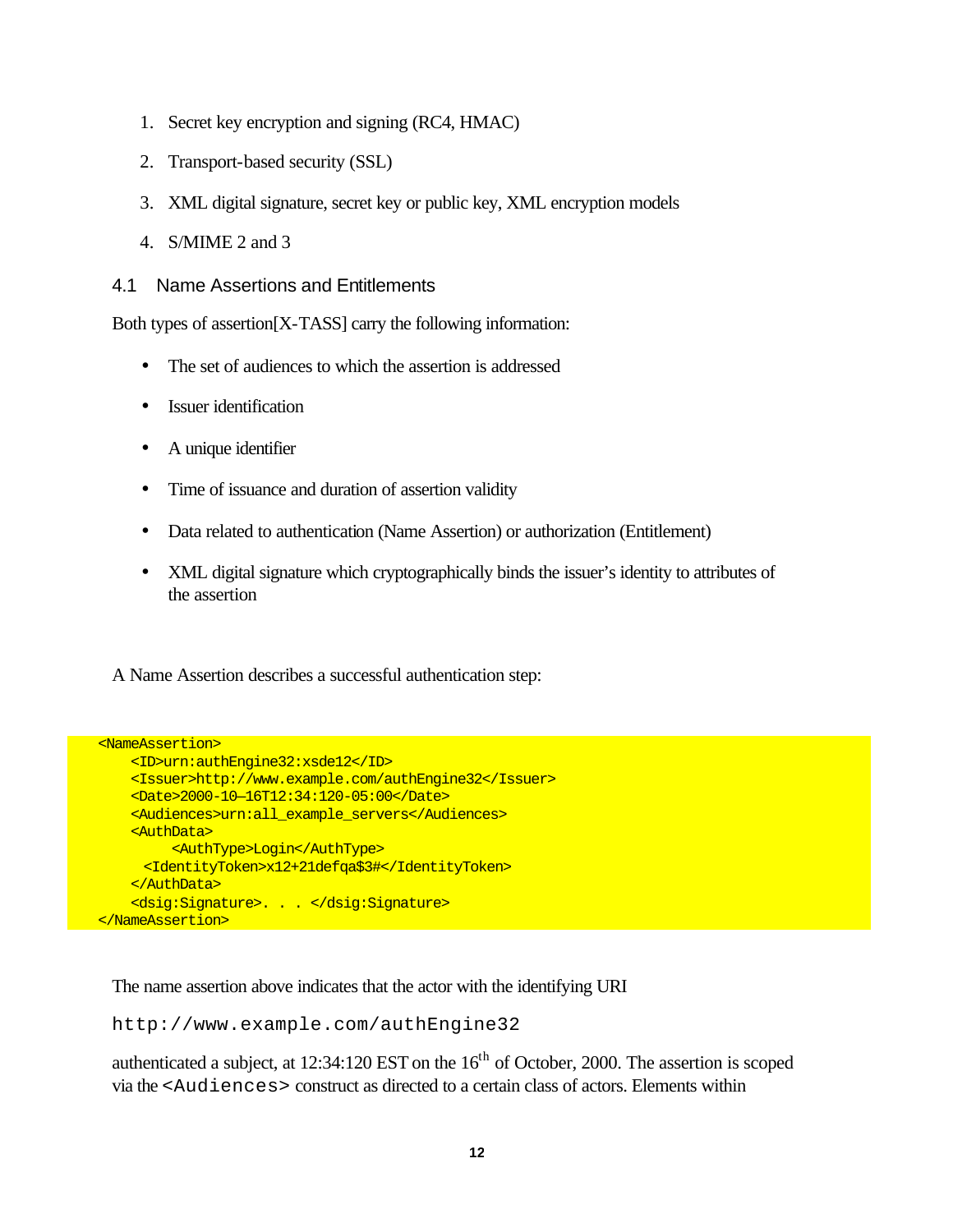1. Secret key encryption and signing (RC4, HMAC)

2. Transport-based security (SSL)

3. XML digital signature, secret key or public key, XML encryption models

4. S/MIME 2 and 3

### 4.1 Name Assertions and Entitlements

Both types of assertion[X-TASS] carry the following information:

- The set of audiences to which the assertion is addressed
- Issuer identification
- A unique identifier
- Time of issuance and duration of assertion validity
- Data related to authentication (Name Assertion) or authorization (Entitlement)
- XML digital signature which cryptographically binds the issuer's identity to attributes of the assertion

A Name Assertion describes a successful authentication step:

```
<NameAssertion>
    <ID>urn:authEngine32:xsde12</ID>
    <Issuer>http://www.example.com/authEngine32</Issuer>
    <Date>2000-10—16T12:34:120-05:00</Date>
    <Audiences>urn:all_example_servers</Audiences>
    <AuthData>
         <AuthType>Login</AuthType>
      <IdentityToken>x12+21defqa$3#</IdentityToken>
    </AuthData>
    <dsig:Signature>. . . </dsig:Signature>
</NameAssertion>
```

The name assertion above indicates that the actor with the identifying URI

`http://www.example.com/authEngine32`

authenticated a subject, at 12:34:120 EST on the 16th of October, 2000. The assertion is scoped via the `<Audiences>` construct as directed to a certain class of actors. Elements within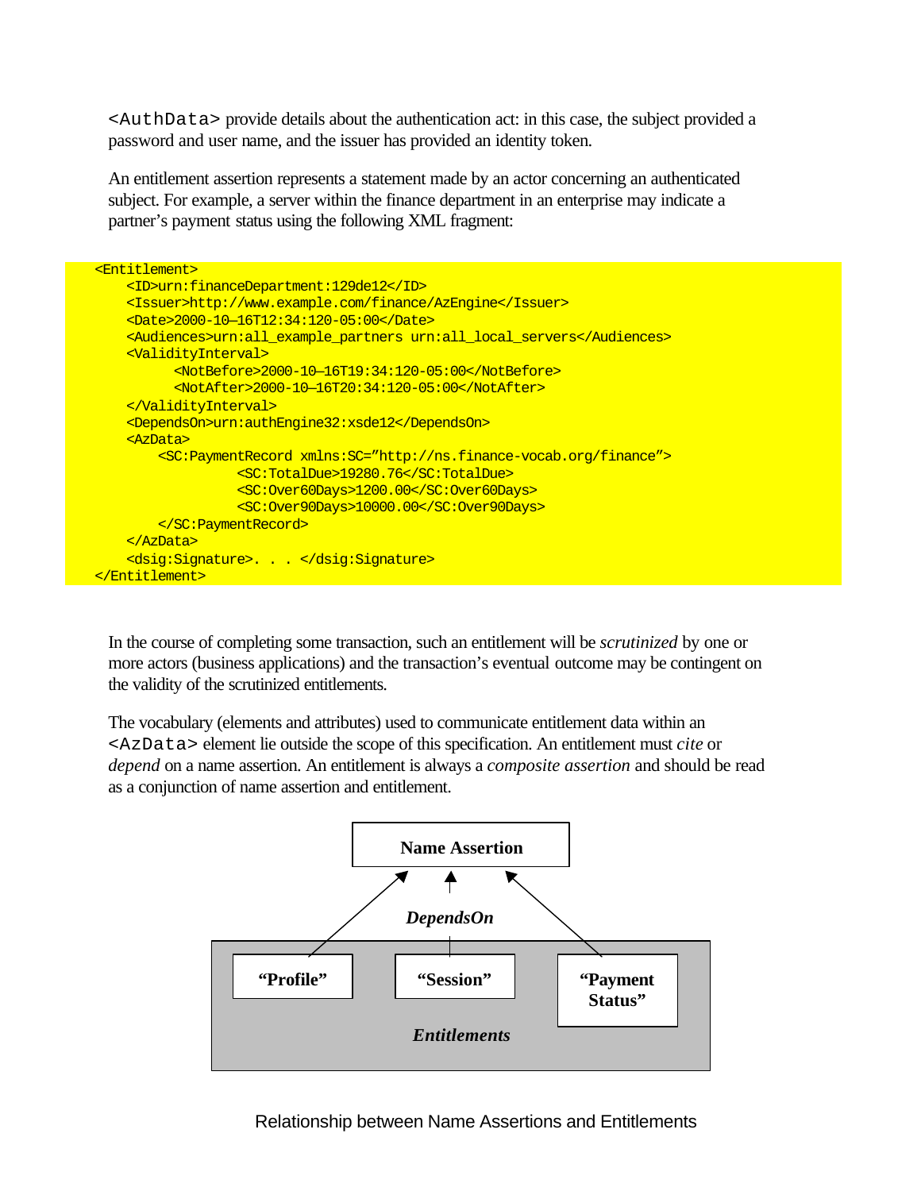`<AuthData>` provide details about the authentication act: in this case, the subject provided a password and user name, and the issuer has provided an identity token.

An entitlement assertion represents a statement made by an actor concerning an authenticated subject. For example, a server within the finance department in an enterprise may indicate a partner's payment status using the following XML fragment:

```
<Entitlement>
    <ID>urn:financeDepartment:129de12</ID>
    <Issuer>http://www.example.com/finance/AzEngine</Issuer>
    <Date>2000-10—16T12:34:120-05:00</Date>
    <Audiences>urn:all_example_partners urn:all_local_servers</Audiences>
    <ValidityInterval>
          <NotBefore>2000-10—16T19:34:120-05:00</NotBefore>
          <NotAfter>2000-10—16T20:34:120-05:00</NotAfter>
    </ValidityInterval>
    <DependsOn>urn:authEngine32:xsde12</DependsOn>
    <AzData>
        <SC:PaymentRecord xmlns:SC="http://ns.finance-vocab.org/finance">
                  <SC:TotalDue>19280.76</SC:TotalDue>
                  <SC:Over60Days>1200.00</SC:Over60Days>
                  <SC:Over90Days>10000.00</SC:Over90Days>
        </SC:PaymentRecord>
    </AzData>
    <dsig:Signature>. . . </dsig:Signature>
</Entitlement>
```

In the course of completing some transaction, such an entitlement will be *scrutinized* by one or more actors (business applications) and the transaction's eventual outcome may be contingent on the validity of the scrutinized entitlements.

The vocabulary (elements and attributes) used to communicate entitlement data within an `<AzData>` element lie outside the scope of this specification. An entitlement must *cite* or *depend* on a name assertion. An entitlement is always a *composite assertion* and should be read as a conjunction of name assertion and entitlement.

**Name Assertion**

***DependsOn***

**"Profile"** **"Session"** **"Payment Status"**

***Entitlements***

Relationship between Name Assertions and Entitlements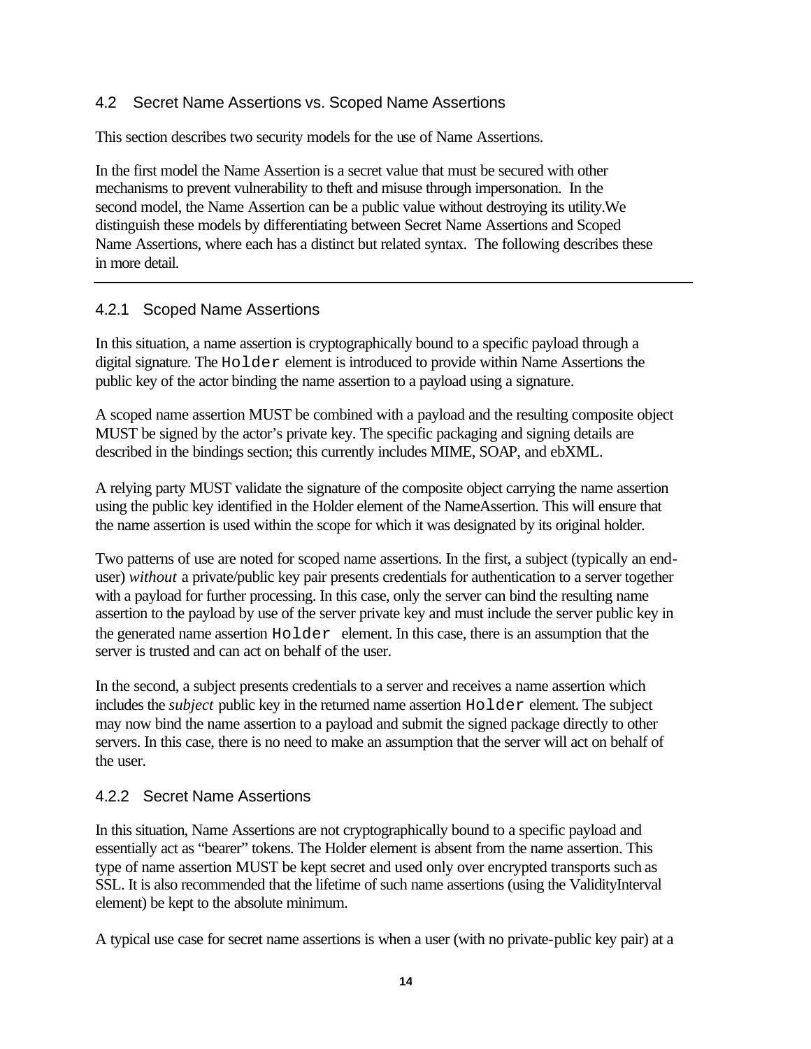## 4.2 Secret Name Assertions vs. Scoped Name Assertions

This section describes two security models for the use of Name Assertions.

In the first model the Name Assertion is a secret value that must be secured with other mechanisms to prevent vulnerability to theft and misuse through impersonation. In the second model, the Name Assertion can be a public value without destroying its utility.We distinguish these models by differentiating between Secret Name Assertions and Scoped Name Assertions, where each has a distinct but related syntax. The following describes these in more detail.

---

### 4.2.1 Scoped Name Assertions

In this situation, a name assertion is cryptographically bound to a specific payload through a digital signature. The `Holder` element is introduced to provide within Name Assertions the public key of the actor binding the name assertion to a payload using a signature.

A scoped name assertion MUST be combined with a payload and the resulting composite object MUST be signed by the actor's private key. The specific packaging and signing details are described in the bindings section; this currently includes MIME, SOAP, and ebXML.

A relying party MUST validate the signature of the composite object carrying the name assertion using the public key identified in the Holder element of the NameAssertion. This will ensure that the name assertion is used within the scope for which it was designated by its original holder.

Two patterns of use are noted for scoped name assertions. In the first, a subject (typically an end-user) *without* a private/public key pair presents credentials for authentication to a server together with a payload for further processing. In this case, only the server can bind the resulting name assertion to the payload by use of the server private key and must include the server public key in the generated name assertion `Holder` element. In this case, there is an assumption that the server is trusted and can act on behalf of the user.

In the second, a subject presents credentials to a server and receives a name assertion which includes the *subject* public key in the returned name assertion `Holder` element. The subject may now bind the name assertion to a payload and submit the signed package directly to other servers. In this case, there is no need to make an assumption that the server will act on behalf of the user.

### 4.2.2 Secret Name Assertions

In this situation, Name Assertions are not cryptographically bound to a specific payload and essentially act as "bearer" tokens. The Holder element is absent from the name assertion. This type of name assertion MUST be kept secret and used only over encrypted transports such as SSL. It is also recommended that the lifetime of such name assertions (using the ValidityInterval element) be kept to the absolute minimum.

A typical use case for secret name assertions is when a user (with no private-public key pair) at a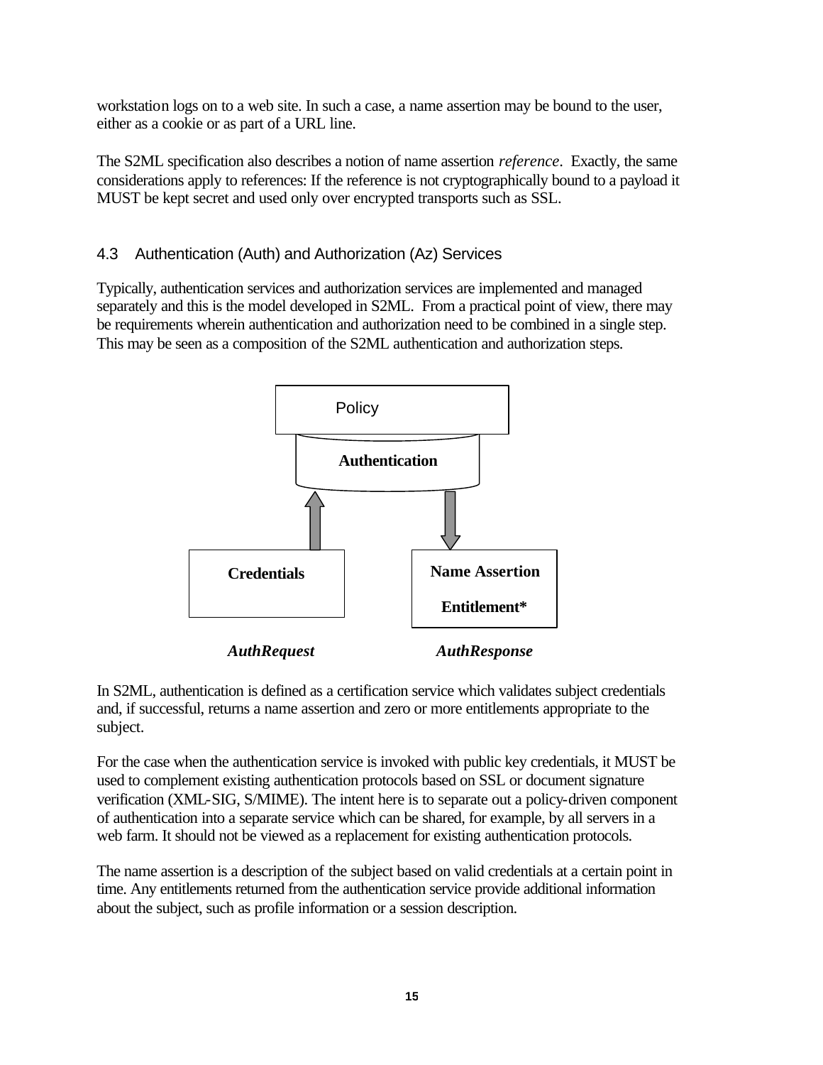workstation logs on to a web site. In such a case, a name assertion may be bound to the user, either as a cookie or as part of a URL line.

The S2ML specification also describes a notion of name assertion *reference*. Exactly, the same considerations apply to references: If the reference is not cryptographically bound to a payload it MUST be kept secret and used only over encrypted transports such as SSL.

### 4.3 Authentication (Auth) and Authorization (Az) Services

Typically, authentication services and authorization services are implemented and managed separately and this is the model developed in S2ML. From a practical point of view, there may be requirements wherein authentication and authorization need to be combined in a single step. This may be seen as a composition of the S2ML authentication and authorization steps.

Policy

**Authentication**

**Credentials**

**Name Assertion**

**Entitlement***

***AuthRequest*** ***AuthResponse***

In S2ML, authentication is defined as a certification service which validates subject credentials and, if successful, returns a name assertion and zero or more entitlements appropriate to the subject.

For the case when the authentication service is invoked with public key credentials, it MUST be used to complement existing authentication protocols based on SSL or document signature verification (XML-SIG, S/MIME). The intent here is to separate out a policy-driven component of authentication into a separate service which can be shared, for example, by all servers in a web farm. It should not be viewed as a replacement for existing authentication protocols.

The name assertion is a description of the subject based on valid credentials at a certain point in time. Any entitlements returned from the authentication service provide additional information about the subject, such as profile information or a session description.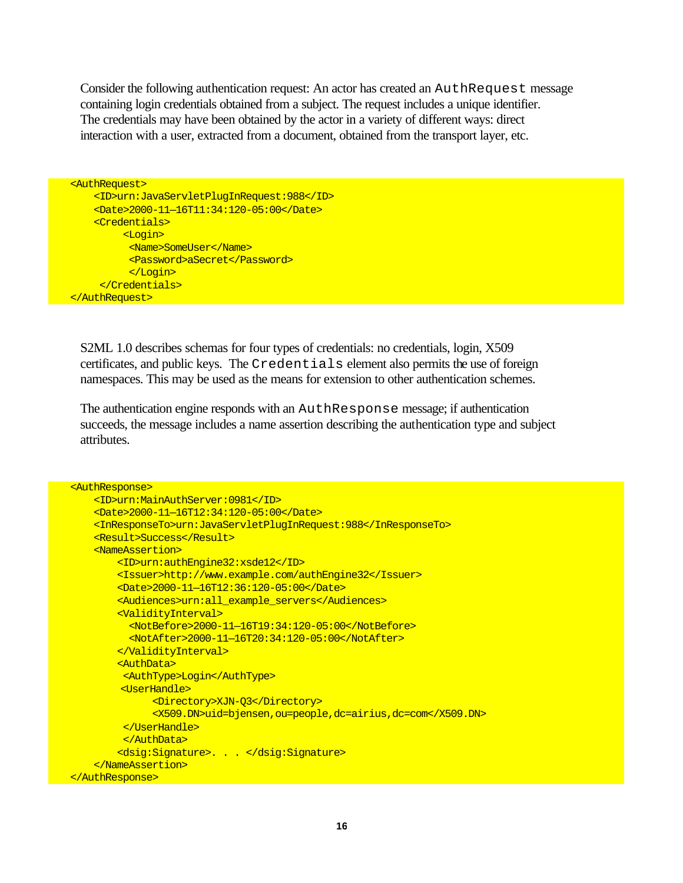Consider the following authentication request: An actor has created an `AuthRequest` message containing login credentials obtained from a subject. The request includes a unique identifier. The credentials may have been obtained by the actor in a variety of different ways: direct interaction with a user, extracted from a document, obtained from the transport layer, etc.

```
<AuthRequest>
    <ID>urn:JavaServletPlugInRequest:988</ID>
    <Date>2000-11—16T11:34:120-05:00</Date>
    <Credentials>
         <Login>
          <Name>SomeUser</Name>
          <Password>aSecret</Password>
          </Login>
     </Credentials>
</AuthRequest>
```

S2ML 1.0 describes schemas for four types of credentials: no credentials, login, X509 certificates, and public keys. The `Credentials` element also permits the use of foreign namespaces. This may be used as the means for extension to other authentication schemes.

The authentication engine responds with an `AuthResponse` message; if authentication succeeds, the message includes a name assertion describing the authentication type and subject attributes.

```
<AuthResponse>
    <ID>urn:MainAuthServer:0981</ID>
    <Date>2000-11—16T12:34:120-05:00</Date>
    <InResponseTo>urn:JavaServletPlugInRequest:988</InResponseTo>
    <Result>Success</Result>
    <NameAssertion>
        <ID>urn:authEngine32:xsde12</ID>
        <Issuer>http://www.example.com/authEngine32</Issuer>
        <Date>2000-11—16T12:36:120-05:00</Date>
        <Audiences>urn:all_example_servers</Audiences>
        <ValidityInterval>
          <NotBefore>2000-11—16T19:34:120-05:00</NotBefore>
          <NotAfter>2000-11—16T20:34:120-05:00</NotAfter>
        </ValidityInterval>
        <AuthData>
         <AuthType>Login</AuthType>
        <UserHandle>
              <Directory>XJN-Q3</Directory>
              <X509.DN>uid=bjensen,ou=people,dc=airius,dc=com</X509.DN>
         </UserHandle>
         </AuthData>
        <dsig:Signature>. . . </dsig:Signature>
    </NameAssertion>
</AuthResponse>
```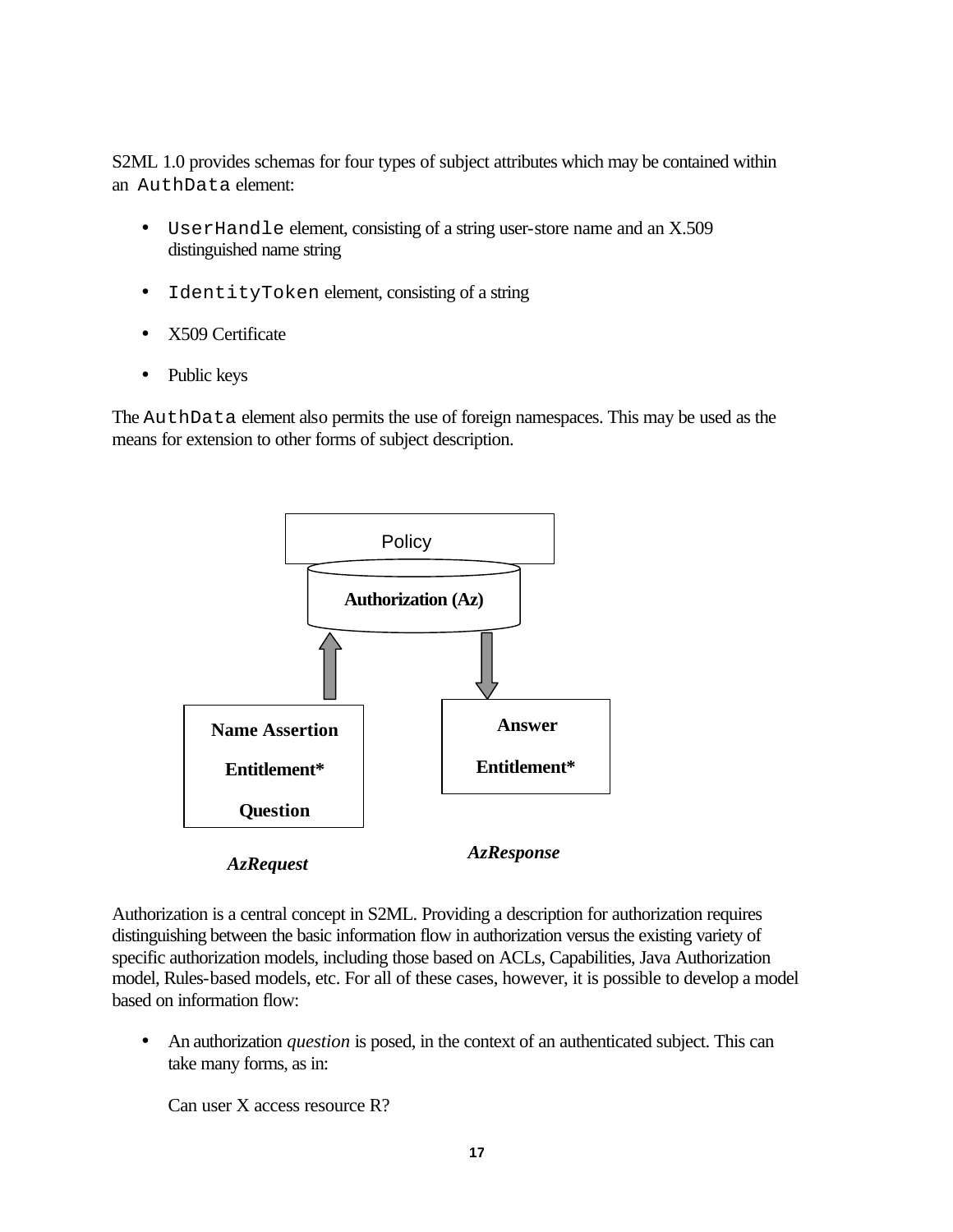S2ML 1.0 provides schemas for four types of subject attributes which may be contained within an `AuthData` element:

- `UserHandle` element, consisting of a string user-store name and an X.509 distinguished name string
- `IdentityToken` element, consisting of a string
- X509 Certificate
- Public keys

The `AuthData` element also permits the use of foreign namespaces. This may be used as the means for extension to other forms of subject description.

Policy

**Authorization (Az)**

**Name Assertion**

**Entitlement***

**Question**

***AzRequest***

**Answer**

**Entitlement***

***AzResponse***

Authorization is a central concept in S2ML. Providing a description for authorization requires distinguishing between the basic information flow in authorization versus the existing variety of specific authorization models, including those based on ACLs, Capabilities, Java Authorization model, Rules-based models, etc. For all of these cases, however, it is possible to develop a model based on information flow:

- An authorization *question* is posed, in the context of an authenticated subject. This can take many forms, as in:

  Can user X access resource R?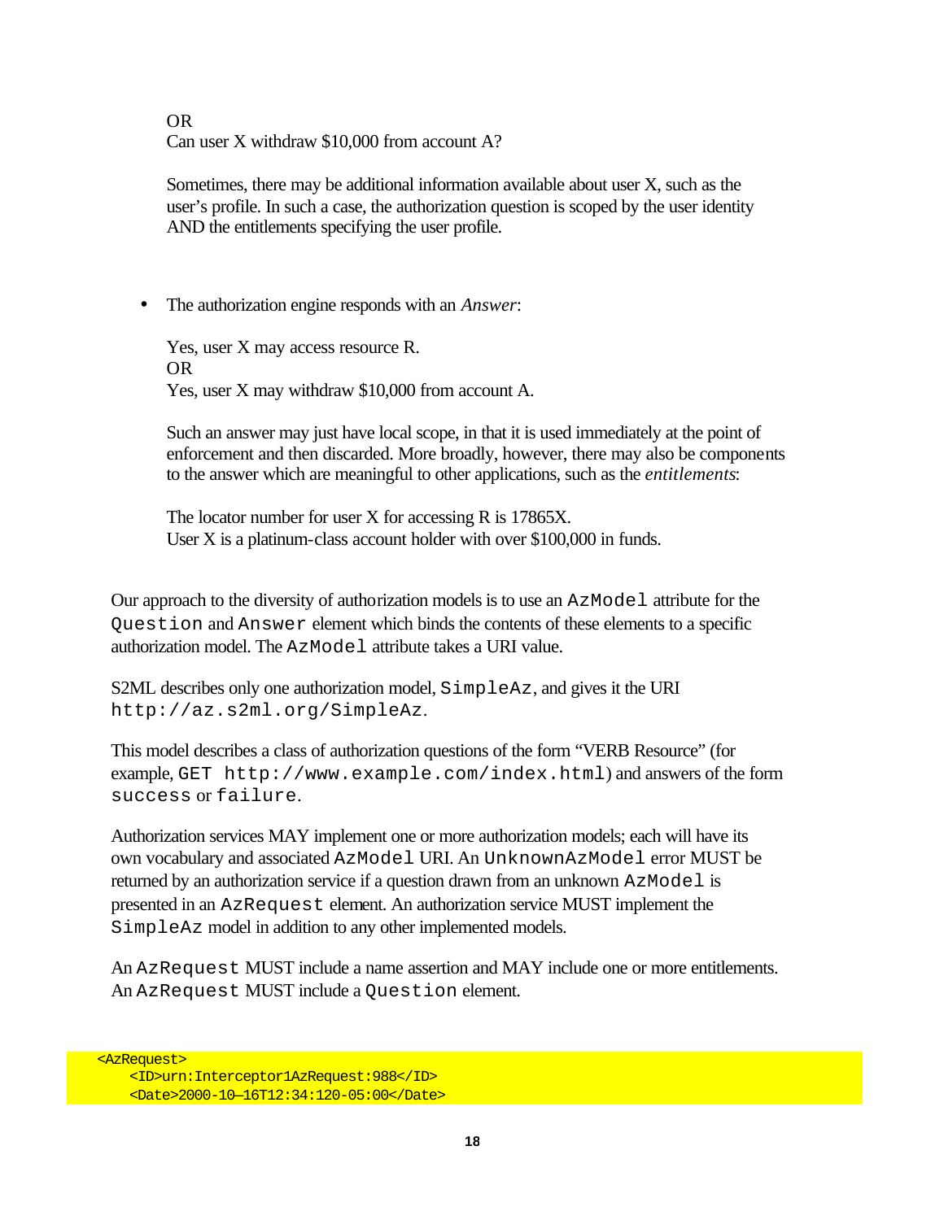OR
Can user X withdraw $10,000 from account A?

Sometimes, there may be additional information available about user X, such as the user's profile. In such a case, the authorization question is scoped by the user identity AND the entitlements specifying the user profile.

- The authorization engine responds with an *Answer*:

  Yes, user X may access resource R.
  OR
  Yes, user X may withdraw $10,000 from account A.

  Such an answer may just have local scope, in that it is used immediately at the point of enforcement and then discarded. More broadly, however, there may also be components to the answer which are meaningful to other applications, such as the *entitlements*:

  The locator number for user X for accessing R is 17865X.
  User X is a platinum-class account holder with over $100,000 in funds.

Our approach to the diversity of authorization models is to use an `AzModel` attribute for the `Question` and `Answer` element which binds the contents of these elements to a specific authorization model. The `AzModel` attribute takes a URI value.

S2ML describes only one authorization model, `SimpleAz`, and gives it the URI `http://az.s2ml.org/SimpleAz`.

This model describes a class of authorization questions of the form "VERB Resource" (for example, `GET http://www.example.com/index.html`) and answers of the form `success` or `failure`.

Authorization services MAY implement one or more authorization models; each will have its own vocabulary and associated `AzModel` URI. An `UnknownAzModel` error MUST be returned by an authorization service if a question drawn from an unknown `AzModel` is presented in an `AzRequest` element. An authorization service MUST implement the `SimpleAz` model in addition to any other implemented models.

An `AzRequest` MUST include a name assertion and MAY include one or more entitlements. An `AzRequest` MUST include a `Question` element.

```
<AzRequest>
    <ID>urn:Interceptor1AzRequest:988</ID>
    <Date>2000-10—16T12:34:120-05:00</Date>
```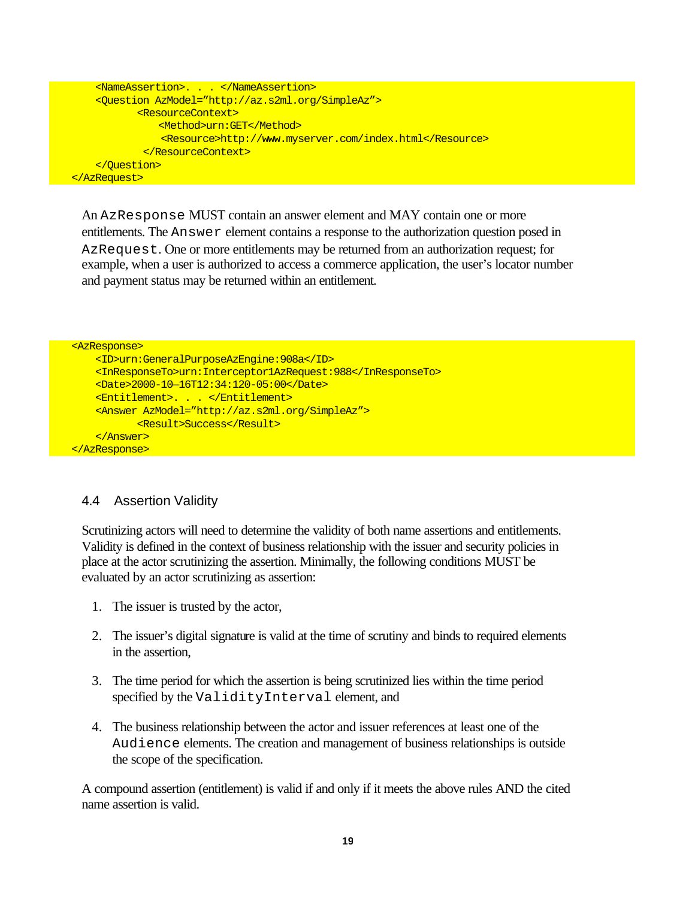```
    <NameAssertion>. . . </NameAssertion>
    <Question AzModel="http://az.s2ml.org/SimpleAz">
           <ResourceContext>
               <Method>urn:GET</Method>
                <Resource>http://www.myserver.com/index.html</Resource>
            </ResourceContext>
    </Question>
</AzRequest>
```

An `AzResponse` MUST contain an answer element and MAY contain one or more entitlements. The `Answer` element contains a response to the authorization question posed in `AzRequest`. One or more entitlements may be returned from an authorization request; for example, when a user is authorized to access a commerce application, the user's locator number and payment status may be returned within an entitlement.

```
<AzResponse>
    <ID>urn:GeneralPurposeAzEngine:908a</ID>
    <InResponseTo>urn:Interceptor1AzRequest:988</InResponseTo>
    <Date>2000-10—16T12:34:120-05:00</Date>
    <Entitlement>. . . </Entitlement>
    <Answer AzModel="http://az.s2ml.org/SimpleAz">
           <Result>Success</Result>
    </Answer>
</AzResponse>
```

### 4.4 Assertion Validity

Scrutinizing actors will need to determine the validity of both name assertions and entitlements. Validity is defined in the context of business relationship with the issuer and security policies in place at the actor scrutinizing the assertion. Minimally, the following conditions MUST be evaluated by an actor scrutinizing as assertion:

1. The issuer is trusted by the actor,
2. The issuer's digital signature is valid at the time of scrutiny and binds to required elements in the assertion,
3. The time period for which the assertion is being scrutinized lies within the time period specified by the `ValidityInterval` element, and
4. The business relationship between the actor and issuer references at least one of the `Audience` elements. The creation and management of business relationships is outside the scope of the specification.

A compound assertion (entitlement) is valid if and only if it meets the above rules AND the cited name assertion is valid.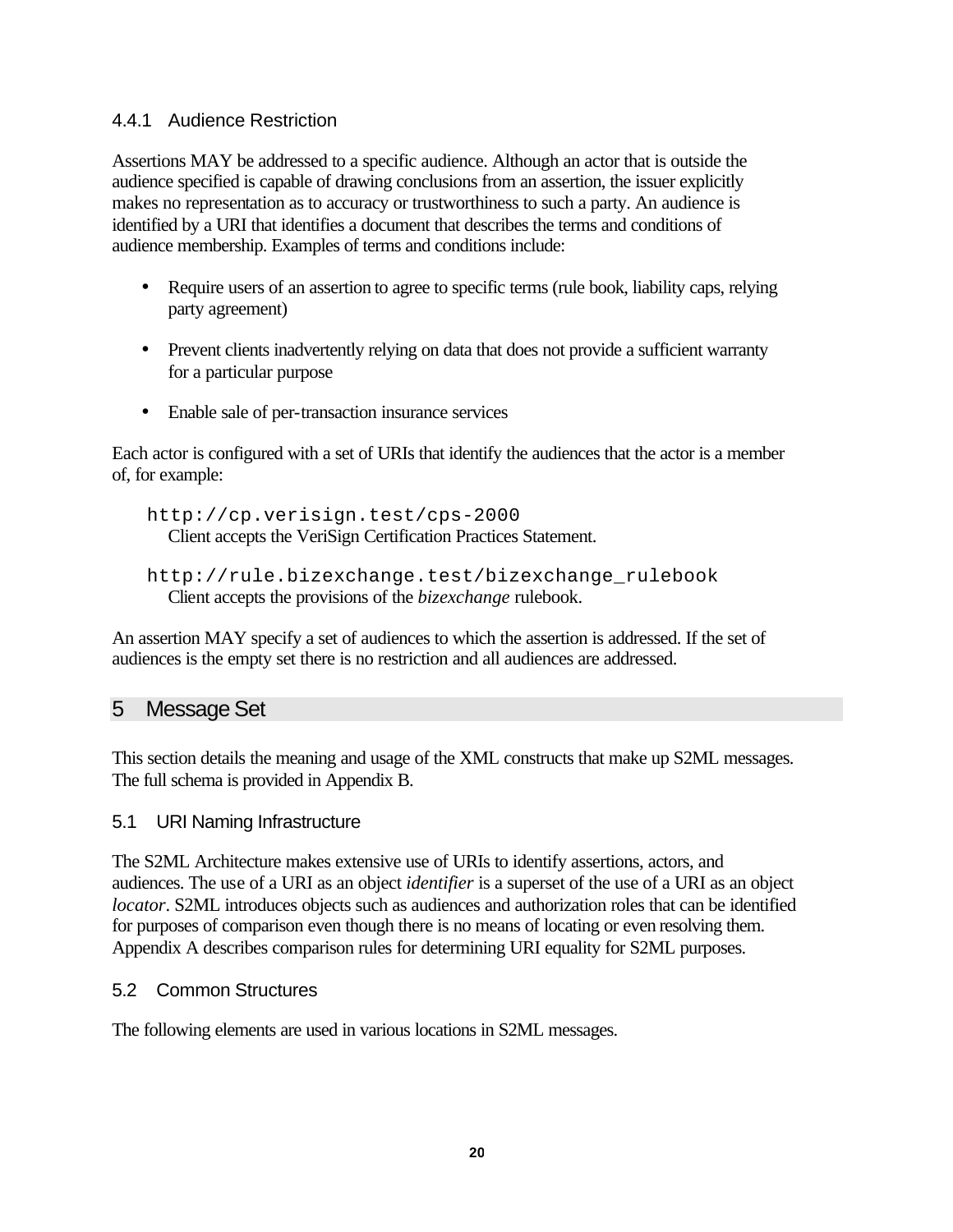### 4.4.1 Audience Restriction

Assertions MAY be addressed to a specific audience. Although an actor that is outside the audience specified is capable of drawing conclusions from an assertion, the issuer explicitly makes no representation as to accuracy or trustworthiness to such a party. An audience is identified by a URI that identifies a document that describes the terms and conditions of audience membership. Examples of terms and conditions include:

- Require users of an assertion to agree to specific terms (rule book, liability caps, relying party agreement)
- Prevent clients inadvertently relying on data that does not provide a sufficient warranty for a particular purpose
- Enable sale of per-transaction insurance services

Each actor is configured with a set of URIs that identify the audiences that the actor is a member of, for example:

`http://cp.verisign.test/cps-2000`
Client accepts the VeriSign Certification Practices Statement.

`http://rule.bizexchange.test/bizexchange_rulebook`
Client accepts the provisions of the *bizexchange* rulebook.

An assertion MAY specify a set of audiences to which the assertion is addressed. If the set of audiences is the empty set there is no restriction and all audiences are addressed.

# 5 Message Set

This section details the meaning and usage of the XML constructs that make up S2ML messages. The full schema is provided in Appendix B.

## 5.1 URI Naming Infrastructure

The S2ML Architecture makes extensive use of URIs to identify assertions, actors, and audiences. The use of a URI as an object *identifier* is a superset of the use of a URI as an object *locator*. S2ML introduces objects such as audiences and authorization roles that can be identified for purposes of comparison even though there is no means of locating or even resolving them. Appendix A describes comparison rules for determining URI equality for S2ML purposes.

## 5.2 Common Structures

The following elements are used in various locations in S2ML messages.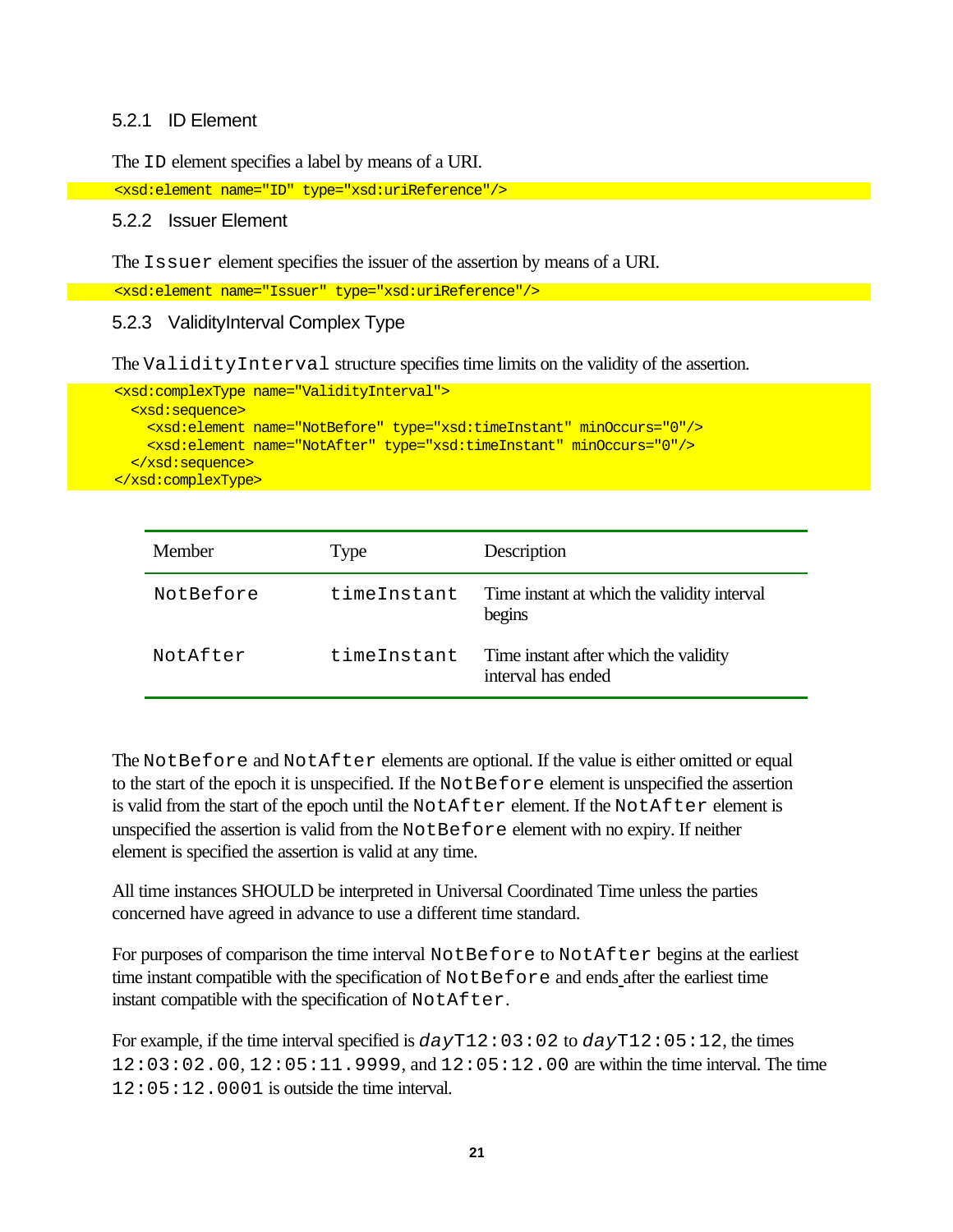### 5.2.1 ID Element

The `ID` element specifies a label by means of a URI.

```
<xsd:element name="ID" type="xsd:uriReference"/>
```

### 5.2.2 Issuer Element

The `Issuer` element specifies the issuer of the assertion by means of a URI.

```
<xsd:element name="Issuer" type="xsd:uriReference"/>
```

### 5.2.3 ValidityInterval Complex Type

The `ValidityInterval` structure specifies time limits on the validity of the assertion.

```
<xsd:complexType name="ValidityInterval">
  <xsd:sequence>
    <xsd:element name="NotBefore" type="xsd:timeInstant" minOccurs="0"/>
    <xsd:element name="NotAfter" type="xsd:timeInstant" minOccurs="0"/>
  </xsd:sequence>
</xsd:complexType>
```

| Member | Type | Description |
|---|---|---|
| `NotBefore` | `timeInstant` | Time instant at which the validity interval begins |
| `NotAfter` | `timeInstant` | Time instant after which the validity interval has ended |

The `NotBefore` and `NotAfter` elements are optional. If the value is either omitted or equal to the start of the epoch it is unspecified. If the `NotBefore` element is unspecified the assertion is valid from the start of the epoch until the `NotAfter` element. If the `NotAfter` element is unspecified the assertion is valid from the `NotBefore` element with no expiry. If neither element is specified the assertion is valid at any time.

All time instances SHOULD be interpreted in Universal Coordinated Time unless the parties concerned have agreed in advance to use a different time standard.

For purposes of comparison the time interval `NotBefore` to `NotAfter` begins at the earliest time instant compatible with the specification of `NotBefore` and ends after the earliest time instant compatible with the specification of `NotAfter`.

For example, if the time interval specified is *day*`T12:03:02` to *day*`T12:05:12`, the times `12:03:02.00`, `12:05:11.9999`, and `12:05:12.00` are within the time interval. The time `12:05:12.0001` is outside the time interval.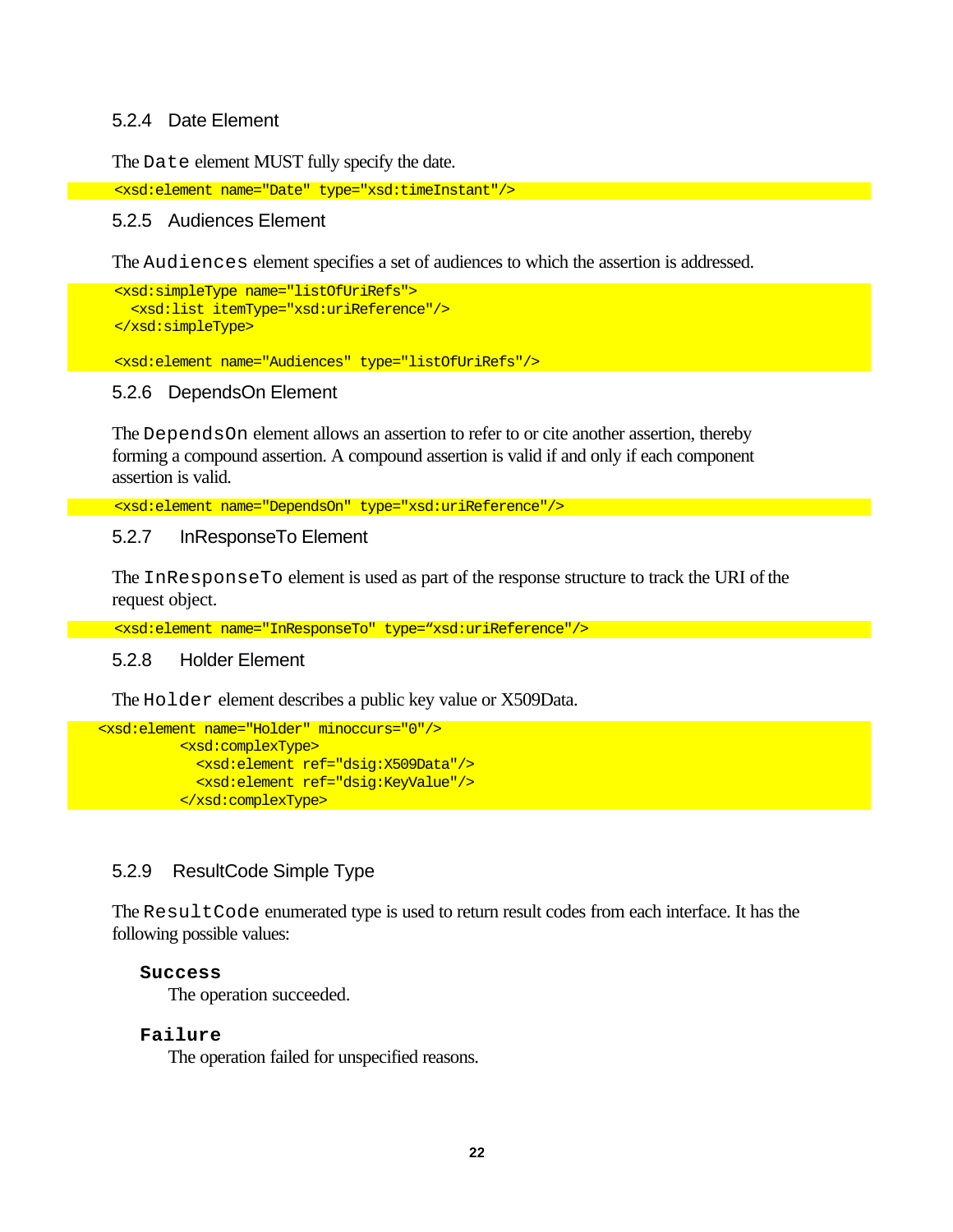### 5.2.4 Date Element

The `Date` element MUST fully specify the date.

```
<xsd:element name="Date" type="xsd:timeInstant"/>
```

### 5.2.5 Audiences Element

The `Audiences` element specifies a set of audiences to which the assertion is addressed.

```
<xsd:simpleType name="listOfUriRefs">
  <xsd:list itemType="xsd:uriReference"/>
</xsd:simpleType>

<xsd:element name="Audiences" type="listOfUriRefs"/>
```

### 5.2.6 DependsOn Element

The `DependsOn` element allows an assertion to refer to or cite another assertion, thereby forming a compound assertion. A compound assertion is valid if and only if each component assertion is valid.

```
<xsd:element name="DependsOn" type="xsd:uriReference"/>
```

### 5.2.7 InResponseTo Element

The `InResponseTo` element is used as part of the response structure to track the URI of the request object.

```
<xsd:element name="InResponseTo" type="xsd:uriReference"/>
```

### 5.2.8 Holder Element

The `Holder` element describes a public key value or X509Data.

```
<xsd:element name="Holder" minoccurs="0"/>
          <xsd:complexType>
            <xsd:element ref="dsig:X509Data"/>
            <xsd:element ref="dsig:KeyValue"/>
          </xsd:complexType>
```

### 5.2.9 ResultCode Simple Type

The `ResultCode` enumerated type is used to return result codes from each interface. It has the following possible values:

**`Success`**
The operation succeeded.

**`Failure`**
The operation failed for unspecified reasons.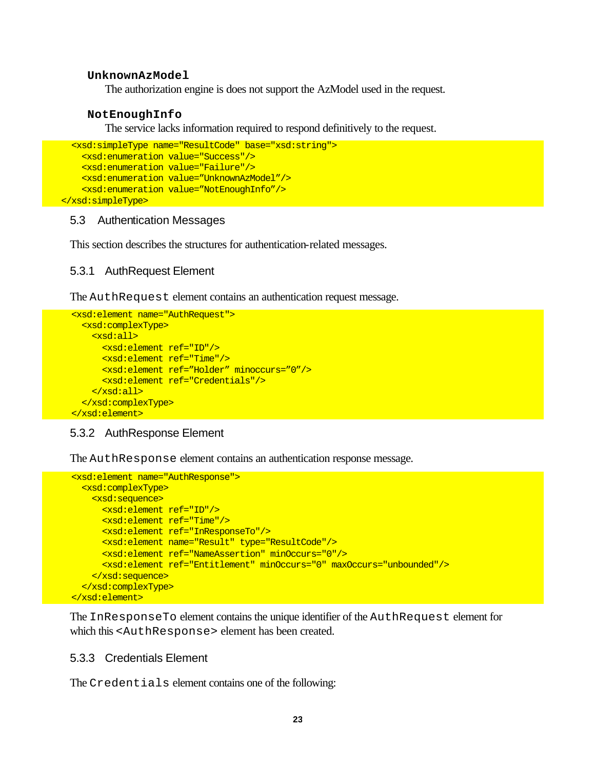**`UnknownAzModel`**

The authorization engine is does not support the AzModel used in the request.

**`NotEnoughInfo`**

The service lacks information required to respond definitively to the request.

```
  <xsd:simpleType name="ResultCode" base="xsd:string">
    <xsd:enumeration value="Success"/>
    <xsd:enumeration value="Failure"/>
    <xsd:enumeration value="UnknownAzModel"/>
    <xsd:enumeration value="NotEnoughInfo"/>
</xsd:simpleType>
```

### 5.3 Authentication Messages

This section describes the structures for authentication-related messages.

#### 5.3.1 AuthRequest Element

The `AuthRequest` element contains an authentication request message.

```
  <xsd:element name="AuthRequest">
    <xsd:complexType>
      <xsd:all>
        <xsd:element ref="ID"/>
        <xsd:element ref="Time"/>
        <xsd:element ref="Holder" minoccurs="0"/>
        <xsd:element ref="Credentials"/>
      </xsd:all>
    </xsd:complexType>
  </xsd:element>
```

#### 5.3.2 AuthResponse Element

The `AuthResponse` element contains an authentication response message.

```
  <xsd:element name="AuthResponse">
    <xsd:complexType>
      <xsd:sequence>
        <xsd:element ref="ID"/>
        <xsd:element ref="Time"/>
        <xsd:element ref="InResponseTo"/>
        <xsd:element name="Result" type="ResultCode"/>
        <xsd:element ref="NameAssertion" minOccurs="0"/>
        <xsd:element ref="Entitlement" minOccurs="0" maxOccurs="unbounded"/>
      </xsd:sequence>
    </xsd:complexType>
  </xsd:element>
```

The `InResponseTo` element contains the unique identifier of the `AuthRequest` element for which this `<AuthResponse>` element has been created.

#### 5.3.3 Credentials Element

The `Credentials` element contains one of the following: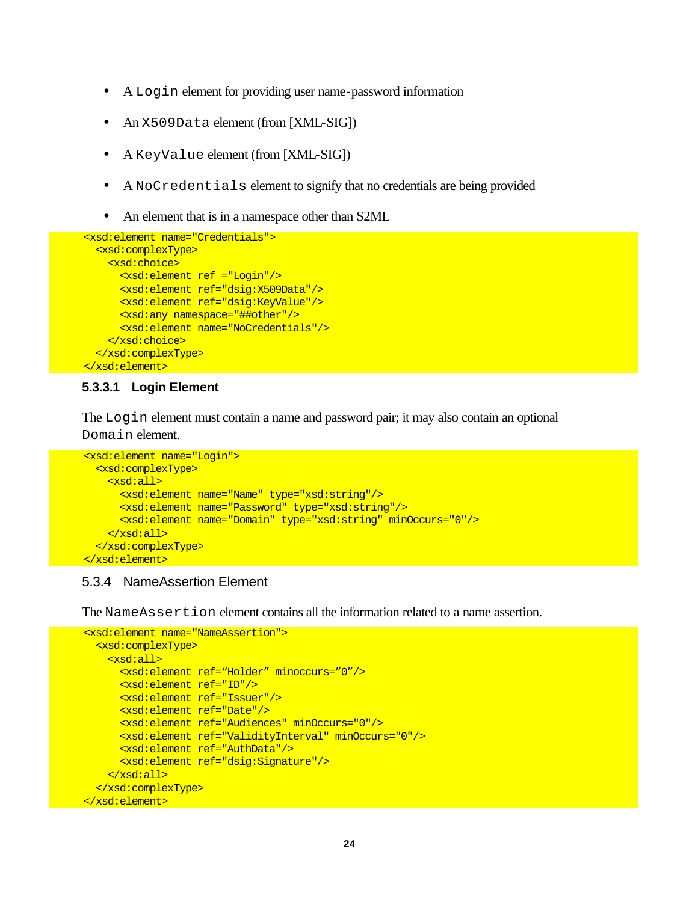- A `Login` element for providing user name-password information
- An `X509Data` element (from [XML-SIG])
- A `KeyValue` element (from [XML-SIG])
- A `NoCredentials` element to signify that no credentials are being provided
- An element that is in a namespace other than S2ML

```
<xsd:element name="Credentials">
  <xsd:complexType>
    <xsd:choice>
      <xsd:element ref ="Login"/>
      <xsd:element ref="dsig:X509Data"/>
      <xsd:element ref="dsig:KeyValue"/>
      <xsd:any namespace="##other"/>
      <xsd:element name="NoCredentials"/>
    </xsd:choice>
  </xsd:complexType>
</xsd:element>
```

#### 5.3.3.1 Login Element

The `Login` element must contain a name and password pair; it may also contain an optional `Domain` element.

```
<xsd:element name="Login">
  <xsd:complexType>
    <xsd:all>
      <xsd:element name="Name" type="xsd:string"/>
      <xsd:element name="Password" type="xsd:string"/>
      <xsd:element name="Domain" type="xsd:string" minOccurs="0"/>
    </xsd:all>
  </xsd:complexType>
</xsd:element>
```

### 5.3.4 NameAssertion Element

The `NameAssertion` element contains all the information related to a name assertion.

```
<xsd:element name="NameAssertion">
  <xsd:complexType>
    <xsd:all>
      <xsd:element ref=“Holder” minoccurs=”0”/>
      <xsd:element ref="ID"/>
      <xsd:element ref="Issuer"/>
      <xsd:element ref="Date"/>
      <xsd:element ref="Audiences" minOccurs="0"/>
      <xsd:element ref="ValidityInterval" minOccurs="0"/>
      <xsd:element ref="AuthData"/>
      <xsd:element ref="dsig:Signature"/>
    </xsd:all>
  </xsd:complexType>
</xsd:element>
```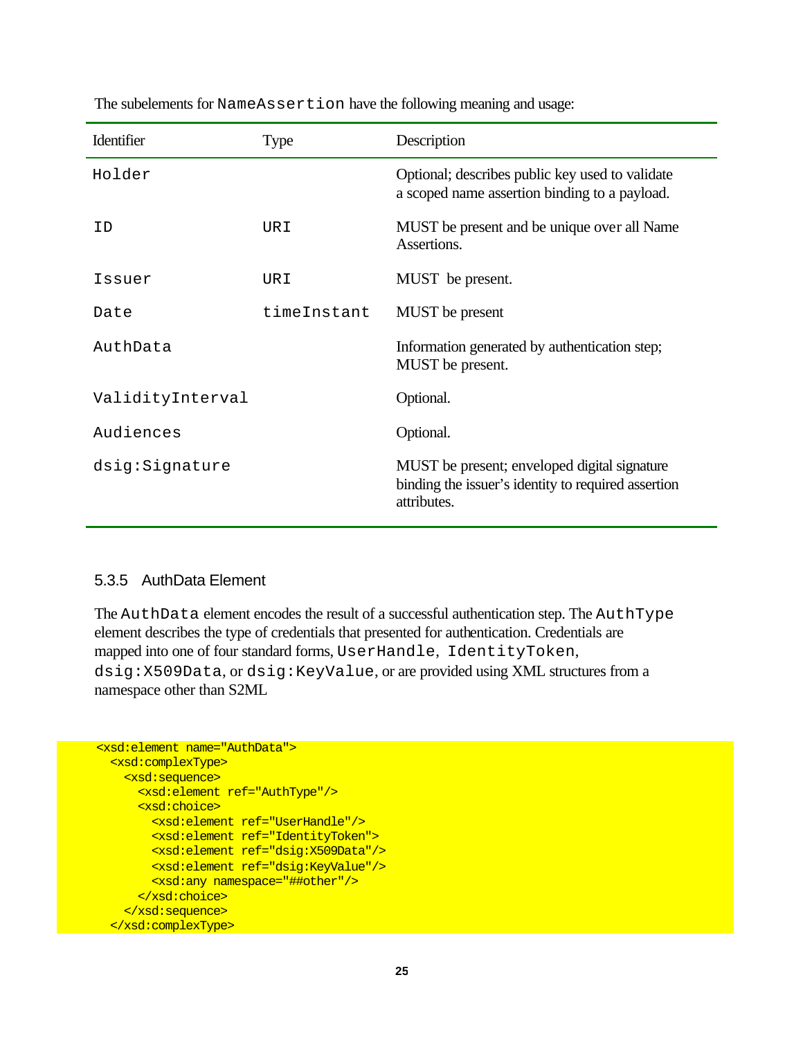The subelements for `NameAssertion` have the following meaning and usage:

| Identifier | Type | Description |
| --- | --- | --- |
| `Holder` | | Optional; describes public key used to validate a scoped name assertion binding to a payload. |
| `ID` | `URI` | MUST be present and be unique over all Name Assertions. |
| `Issuer` | `URI` | MUST be present. |
| `Date` | `timeInstant` | MUST be present |
| `AuthData` | | Information generated by authentication step; MUST be present. |
| `ValidityInterval` | | Optional. |
| `Audiences` | | Optional. |
| `dsig:Signature` | | MUST be present; enveloped digital signature binding the issuer's identity to required assertion attributes. |

### 5.3.5 AuthData Element

The `AuthData` element encodes the result of a successful authentication step. The `AuthType` element describes the type of credentials that presented for authentication. Credentials are mapped into one of four standard forms, `UserHandle`, `IdentityToken`, `dsig:X509Data`, or `dsig:KeyValue`, or are provided using XML structures from a namespace other than S2ML

```
<xsd:element name="AuthData">
  <xsd:complexType>
    <xsd:sequence>
      <xsd:element ref="AuthType"/>
      <xsd:choice>
        <xsd:element ref="UserHandle"/>
        <xsd:element ref="IdentityToken">
        <xsd:element ref="dsig:X509Data"/>
        <xsd:element ref="dsig:KeyValue"/>
        <xsd:any namespace="##other"/>
      </xsd:choice>
    </xsd:sequence>
  </xsd:complexType>
```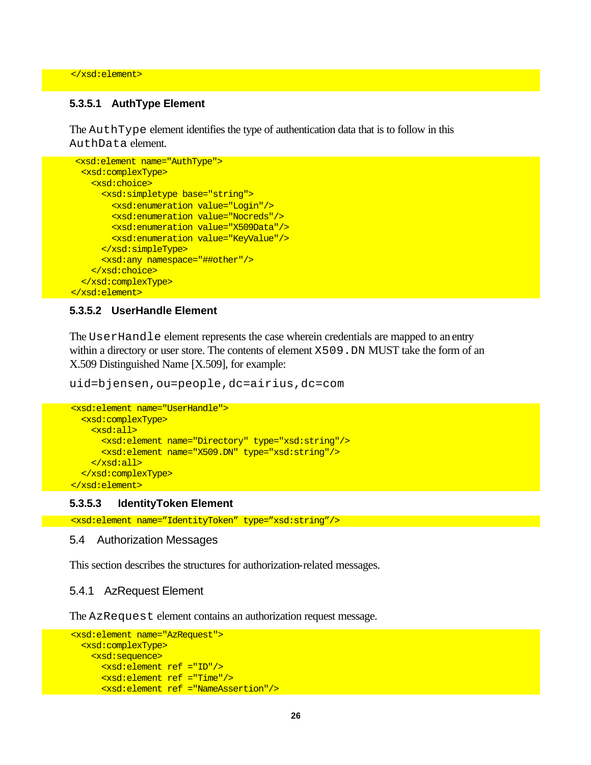```
</xsd:element>
```

#### 5.3.5.1 AuthType Element

The `AuthType` element identifies the type of authentication data that is to follow in this `AuthData` element.

```
 <xsd:element name="AuthType">
  <xsd:complexType>
    <xsd:choice>
      <xsd:simpletype base="string">
        <xsd:enumeration value="Login"/>
        <xsd:enumeration value="Nocreds"/>
        <xsd:enumeration value="X509Data"/>
        <xsd:enumeration value="KeyValue"/>
      </xsd:simpleType>
      <xsd:any namespace="##other"/>
    </xsd:choice>
  </xsd:complexType>
</xsd:element>
```

#### 5.3.5.2 UserHandle Element

The `UserHandle` element represents the case wherein credentials are mapped to an entry within a directory or user store. The contents of element `X509.DN` MUST take the form of an X.509 Distinguished Name [X.509], for example:

`uid=bjensen,ou=people,dc=airius,dc=com`

```
<xsd:element name="UserHandle">
  <xsd:complexType>
    <xsd:all>
      <xsd:element name="Directory" type="xsd:string"/>
      <xsd:element name="X509.DN" type="xsd:string"/>
    </xsd:all>
  </xsd:complexType>
</xsd:element>
```

#### 5.3.5.3 IdentityToken Element

```
<xsd:element name="IdentityToken" type="xsd:string"/>
```

## 5.4 Authorization Messages

This section describes the structures for authorization-related messages.

### 5.4.1 AzRequest Element

The `AzRequest` element contains an authorization request message.

```
<xsd:element name="AzRequest">
  <xsd:complexType>
    <xsd:sequence>
      <xsd:element ref ="ID"/>
      <xsd:element ref ="Time"/>
      <xsd:element ref ="NameAssertion"/>
```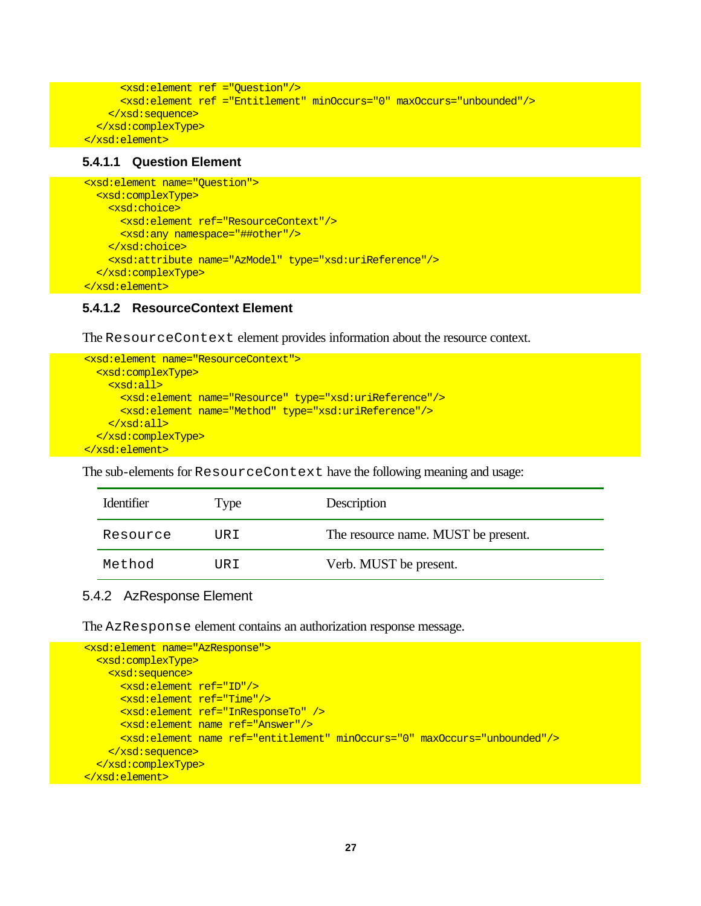```
      <xsd:element ref ="Question"/>
      <xsd:element ref ="Entitlement" minOccurs="0" maxOccurs="unbounded"/>
    </xsd:sequence>
  </xsd:complexType>
</xsd:element>
```

#### 5.4.1.1 Question Element

```
<xsd:element name="Question">
  <xsd:complexType>
    <xsd:choice>
      <xsd:element ref="ResourceContext"/>
      <xsd:any namespace="##other"/>
    </xsd:choice>
    <xsd:attribute name="AzModel" type="xsd:uriReference"/>
  </xsd:complexType>
</xsd:element>
```

#### 5.4.1.2 ResourceContext Element

The `ResourceContext` element provides information about the resource context.

```
<xsd:element name="ResourceContext">
  <xsd:complexType>
    <xsd:all>
      <xsd:element name="Resource" type="xsd:uriReference"/>
      <xsd:element name="Method" type="xsd:uriReference"/>
    </xsd:all>
  </xsd:complexType>
</xsd:element>
```

The sub-elements for `ResourceContext` have the following meaning and usage:

| Identifier | Type | Description |
|---|---|---|
| `Resource` | `URI` | The resource name. MUST be present. |
| `Method` | `URI` | Verb. MUST be present. |

### 5.4.2 AzResponse Element

The `AzResponse` element contains an authorization response message.

```
<xsd:element name="AzResponse">
  <xsd:complexType>
    <xsd:sequence>
      <xsd:element ref="ID"/>
      <xsd:element ref="Time"/>
      <xsd:element ref="InResponseTo" />
      <xsd:element name ref="Answer"/>
      <xsd:element name ref="entitlement" minOccurs="0" maxOccurs="unbounded"/>
    </xsd:sequence>
  </xsd:complexType>
</xsd:element>
```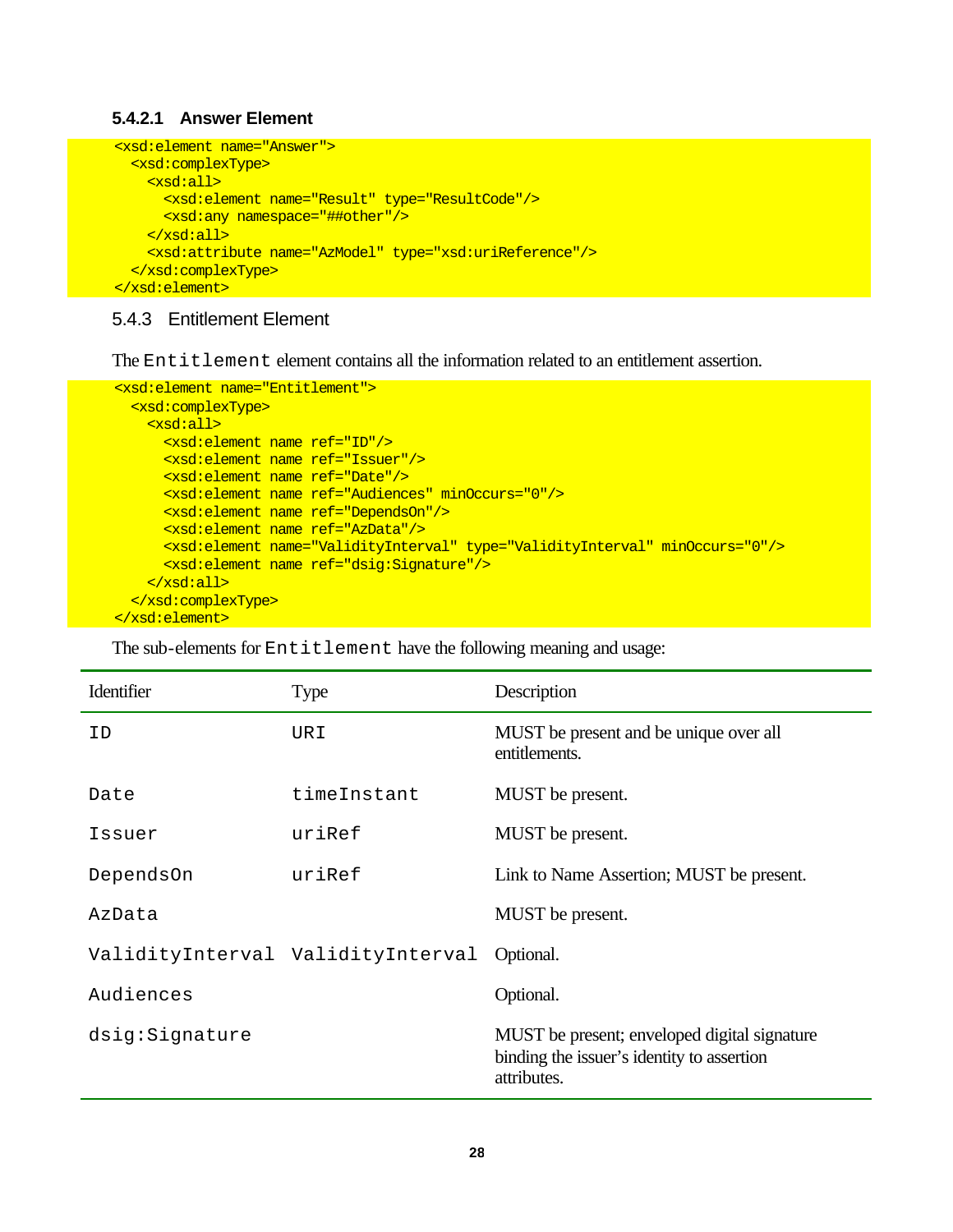#### 5.4.2.1 Answer Element

```
<xsd:element name="Answer">
  <xsd:complexType>
    <xsd:all>
      <xsd:element name="Result" type="ResultCode"/>
      <xsd:any namespace="##other"/>
    </xsd:all>
    <xsd:attribute name="AzModel" type="xsd:uriReference"/>
  </xsd:complexType>
</xsd:element>
```

### 5.4.3 Entitlement Element

The `Entitlement` element contains all the information related to an entitlement assertion.

```
<xsd:element name="Entitlement">
  <xsd:complexType>
    <xsd:all>
      <xsd:element name ref="ID"/>
      <xsd:element name ref="Issuer"/>
      <xsd:element name ref="Date"/>
      <xsd:element name ref="Audiences" minOccurs="0"/>
      <xsd:element name ref="DependsOn"/>
      <xsd:element name ref="AzData"/>
      <xsd:element name="ValidityInterval" type="ValidityInterval" minOccurs="0"/>
      <xsd:element name ref="dsig:Signature"/>
    </xsd:all>
  </xsd:complexType>
</xsd:element>
```

The sub-elements for `Entitlement` have the following meaning and usage:

| Identifier | Type | Description |
|---|---|---|
| `ID` | `URI` | MUST be present and be unique over all entitlements. |
| `Date` | `timeInstant` | MUST be present. |
| `Issuer` | `uriRef` | MUST be present. |
| `DependsOn` | `uriRef` | Link to Name Assertion; MUST be present. |
| `AzData` | | MUST be present. |
| `ValidityInterval` | `ValidityInterval` | Optional. |
| `Audiences` | | Optional. |
| `dsig:Signature` | | MUST be present; enveloped digital signature binding the issuer's identity to assertion attributes. |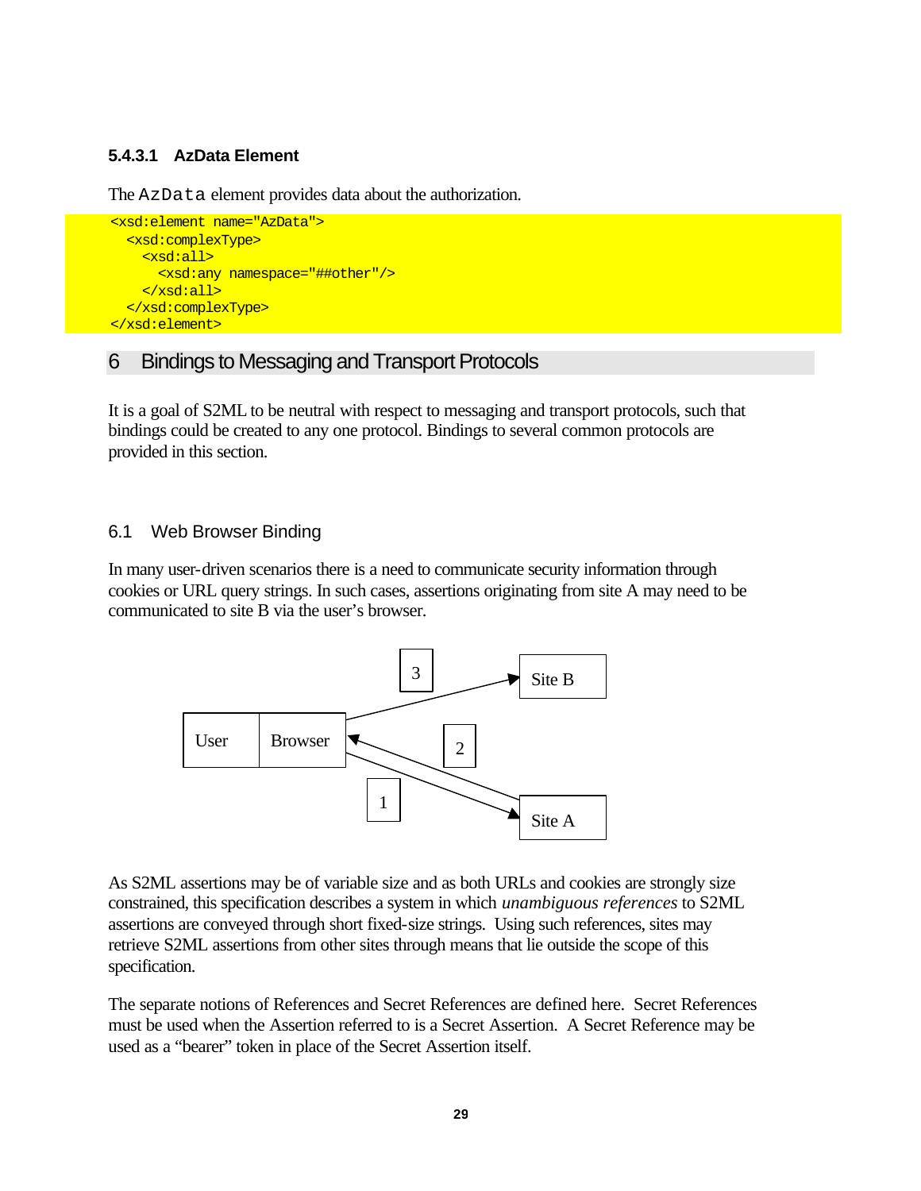#### 5.4.3.1 AzData Element

The `AzData` element provides data about the authorization.

```
<xsd:element name="AzData">
  <xsd:complexType>
    <xsd:all>
      <xsd:any namespace="##other"/>
    </xsd:all>
  </xsd:complexType>
</xsd:element>
```

# 6 Bindings to Messaging and Transport Protocols

It is a goal of S2ML to be neutral with respect to messaging and transport protocols, such that bindings could be created to any one protocol. Bindings to several common protocols are provided in this section.

## 6.1 Web Browser Binding

In many user-driven scenarios there is a need to communicate security information through cookies or URL query strings. In such cases, assertions originating from site A may need to be communicated to site B via the user's browser.

User | Browser → (1) Site A → (2) Browser → (3) Site B

As S2ML assertions may be of variable size and as both URLs and cookies are strongly size constrained, this specification describes a system in which *unambiguous references* to S2ML assertions are conveyed through short fixed-size strings. Using such references, sites may retrieve S2ML assertions from other sites through means that lie outside the scope of this specification.

The separate notions of References and Secret References are defined here. Secret References must be used when the Assertion referred to is a Secret Assertion. A Secret Reference may be used as a "bearer" token in place of the Secret Assertion itself.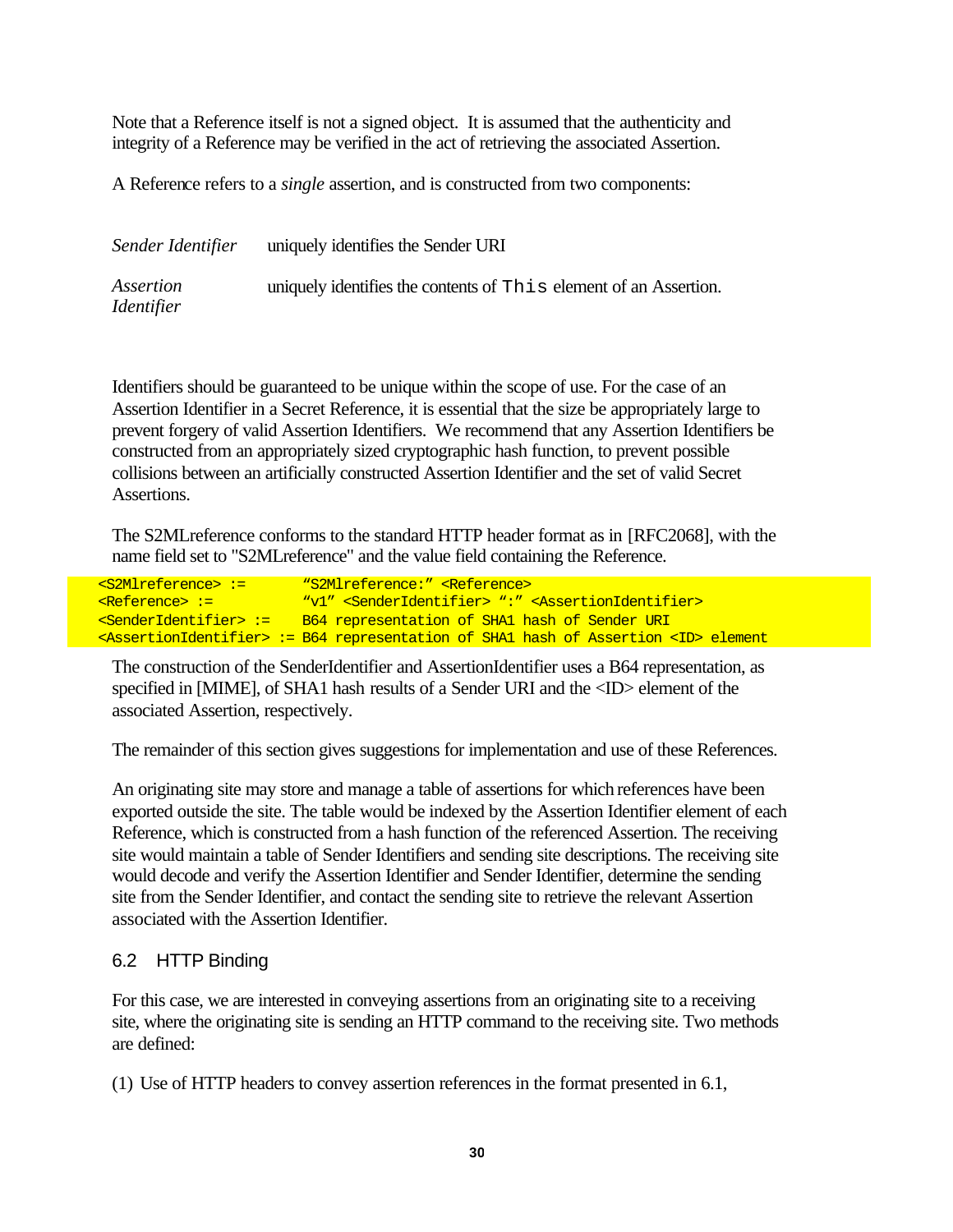Note that a Reference itself is not a signed object. It is assumed that the authenticity and integrity of a Reference may be verified in the act of retrieving the associated Assertion.

A Reference refers to a *single* assertion, and is constructed from two components:

| | |
|---|---|
| *Sender Identifier* | uniquely identifies the Sender URI |
| *Assertion Identifier* | uniquely identifies the contents of `This` element of an Assertion. |

Identifiers should be guaranteed to be unique within the scope of use. For the case of an Assertion Identifier in a Secret Reference, it is essential that the size be appropriately large to prevent forgery of valid Assertion Identifiers. We recommend that any Assertion Identifiers be constructed from an appropriately sized cryptographic hash function, to prevent possible collisions between an artificially constructed Assertion Identifier and the set of valid Secret Assertions.

The S2MLreference conforms to the standard HTTP header format as in [RFC2068], with the name field set to "S2MLreference" and the value field containing the Reference.

```
<S2Mlreference> :=       "S2Mlreference:" <Reference>
<Reference> :=           "v1" <SenderIdentifier> ":" <AssertionIdentifier>
<SenderIdentifier> :=    B64 representation of SHA1 hash of Sender URI
<AssertionIdentifier> := B64 representation of SHA1 hash of Assertion <ID> element
```

The construction of the SenderIdentifier and AssertionIdentifier uses a B64 representation, as specified in [MIME], of SHA1 hash results of a Sender URI and the <ID> element of the associated Assertion, respectively.

The remainder of this section gives suggestions for implementation and use of these References.

An originating site may store and manage a table of assertions for which references have been exported outside the site. The table would be indexed by the Assertion Identifier element of each Reference, which is constructed from a hash function of the referenced Assertion. The receiving site would maintain a table of Sender Identifiers and sending site descriptions. The receiving site would decode and verify the Assertion Identifier and Sender Identifier, determine the sending site from the Sender Identifier, and contact the sending site to retrieve the relevant Assertion associated with the Assertion Identifier.

## 6.2 HTTP Binding

For this case, we are interested in conveying assertions from an originating site to a receiving site, where the originating site is sending an HTTP command to the receiving site. Two methods are defined:

(1) Use of HTTP headers to convey assertion references in the format presented in 6.1,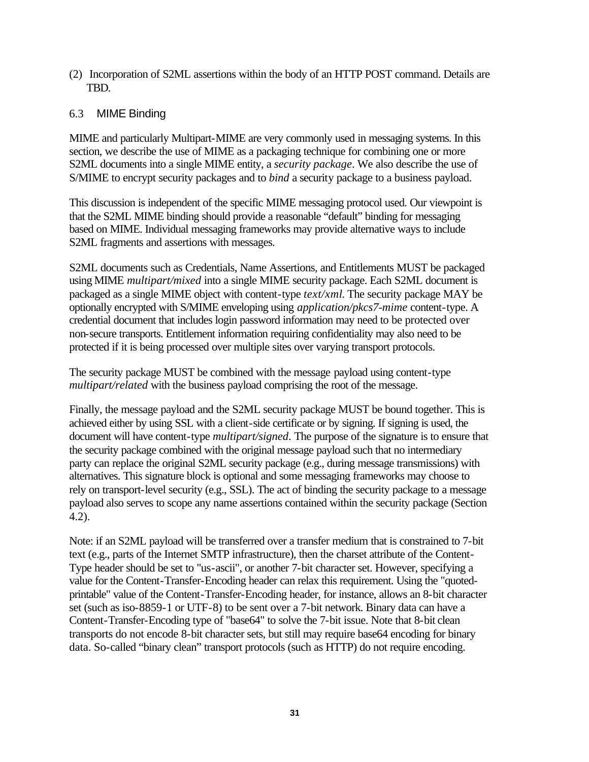(2) Incorporation of S2ML assertions within the body of an HTTP POST command. Details are TBD.

### 6.3 MIME Binding

MIME and particularly Multipart-MIME are very commonly used in messaging systems. In this section, we describe the use of MIME as a packaging technique for combining one or more S2ML documents into a single MIME entity, a *security package*. We also describe the use of S/MIME to encrypt security packages and to *bind* a security package to a business payload.

This discussion is independent of the specific MIME messaging protocol used. Our viewpoint is that the S2ML MIME binding should provide a reasonable "default" binding for messaging based on MIME. Individual messaging frameworks may provide alternative ways to include S2ML fragments and assertions with messages.

S2ML documents such as Credentials, Name Assertions, and Entitlements MUST be packaged using MIME *multipart/mixed* into a single MIME security package. Each S2ML document is packaged as a single MIME object with content-type *text/xml*. The security package MAY be optionally encrypted with S/MIME enveloping using *application/pkcs7-mime* content-type. A credential document that includes login password information may need to be protected over non-secure transports. Entitlement information requiring confidentiality may also need to be protected if it is being processed over multiple sites over varying transport protocols.

The security package MUST be combined with the message payload using content-type *multipart/related* with the business payload comprising the root of the message.

Finally, the message payload and the S2ML security package MUST be bound together. This is achieved either by using SSL with a client-side certificate or by signing. If signing is used, the document will have content-type *multipart/signed*. The purpose of the signature is to ensure that the security package combined with the original message payload such that no intermediary party can replace the original S2ML security package (e.g., during message transmissions) with alternatives. This signature block is optional and some messaging frameworks may choose to rely on transport-level security (e.g., SSL). The act of binding the security package to a message payload also serves to scope any name assertions contained within the security package (Section 4.2).

Note: if an S2ML payload will be transferred over a transfer medium that is constrained to 7-bit text (e.g., parts of the Internet SMTP infrastructure), then the charset attribute of the Content-Type header should be set to "us-ascii", or another 7-bit character set. However, specifying a value for the Content-Transfer-Encoding header can relax this requirement. Using the "quoted-printable" value of the Content-Transfer-Encoding header, for instance, allows an 8-bit character set (such as iso-8859-1 or UTF-8) to be sent over a 7-bit network. Binary data can have a Content-Transfer-Encoding type of "base64" to solve the 7-bit issue. Note that 8-bit clean transports do not encode 8-bit character sets, but still may require base64 encoding for binary data. So-called "binary clean" transport protocols (such as HTTP) do not require encoding.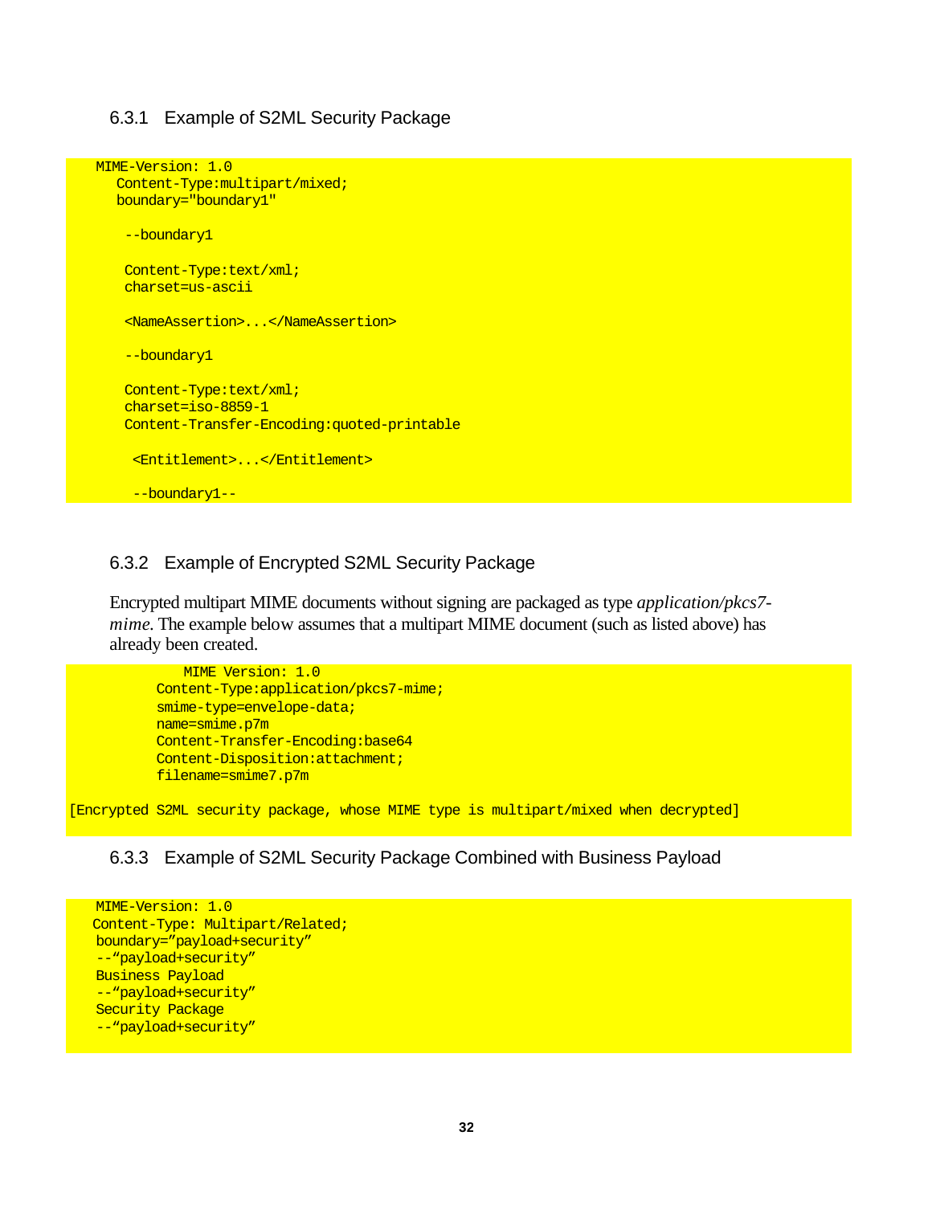### 6.3.1 Example of S2ML Security Package

```
MIME-Version: 1.0
  Content-Type:multipart/mixed;
  boundary="boundary1"

   --boundary1

   Content-Type:text/xml;
   charset=us-ascii

   <NameAssertion>...</NameAssertion>

   --boundary1

   Content-Type:text/xml;
   charset=iso-8859-1
   Content-Transfer-Encoding:quoted-printable

    <Entitlement>...</Entitlement>

    --boundary1--
```

### 6.3.2 Example of Encrypted S2ML Security Package

Encrypted multipart MIME documents without signing are packaged as type *application/pkcs7-mime*. The example below assumes that a multipart MIME document (such as listed above) has already been created.

```
           MIME Version: 1.0
        Content-Type:application/pkcs7-mime;
        smime-type=envelope-data;
        name=smime.p7m
        Content-Transfer-Encoding:base64
        Content-Disposition:attachment;
        filename=smime7.p7m

[Encrypted S2ML security package, whose MIME type is multipart/mixed when decrypted]
```

### 6.3.3 Example of S2ML Security Package Combined with Business Payload

```
MIME-Version: 1.0
Content-Type: Multipart/Related;
boundary="payload+security"
--"payload+security"
Business Payload
--"payload+security"
Security Package
--"payload+security"
```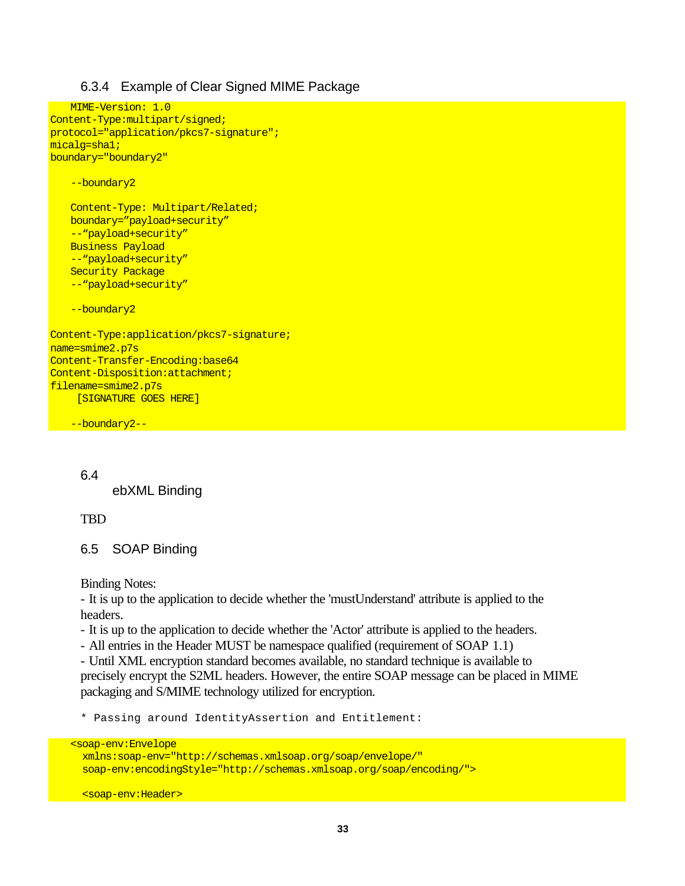### 6.3.4 Example of Clear Signed MIME Package

```
   MIME-Version: 1.0
Content-Type:multipart/signed;
protocol="application/pkcs7-signature";
micalg=sha1;
boundary="boundary2"

   --boundary2

   Content-Type: Multipart/Related;
   boundary=”payload+security”
   --“payload+security”
   Business Payload
   --“payload+security”
   Security Package
   --“payload+security”

   --boundary2

Content-Type:application/pkcs7-signature;
name=smime2.p7s
Content-Transfer-Encoding:base64
Content-Disposition:attachment;
filename=smime2.p7s
    [SIGNATURE GOES HERE]

   --boundary2--
```

### 6.4 ebXML Binding

TBD

### 6.5 SOAP Binding

Binding Notes:

- It is up to the application to decide whether the 'mustUnderstand' attribute is applied to the headers.
- It is up to the application to decide whether the 'Actor' attribute is applied to the headers.
- All entries in the Header MUST be namespace qualified (requirement of SOAP 1.1)
- Until XML encryption standard becomes available, no standard technique is available to precisely encrypt the S2ML headers. However, the entire SOAP message can be placed in MIME packaging and S/MIME technology utilized for encryption.

```
* Passing around IdentityAssertion and Entitlement:
```

```
<soap-env:Envelope
  xmlns:soap-env="http://schemas.xmlsoap.org/soap/envelope/"
  soap-env:encodingStyle="http://schemas.xmlsoap.org/soap/encoding/">

  <soap-env:Header>
```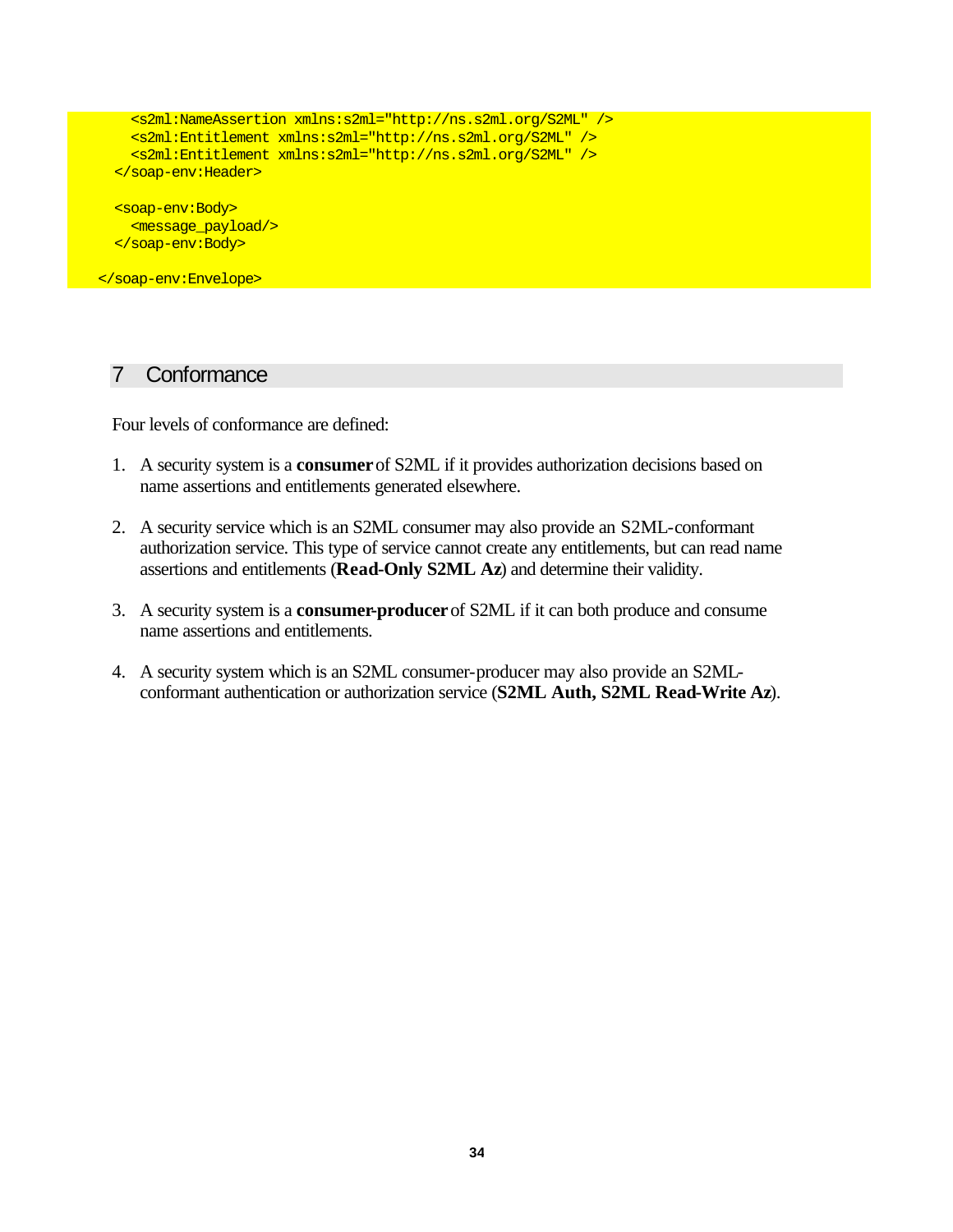```
      <s2ml:NameAssertion xmlns:s2ml="http://ns.s2ml.org/S2ML" />
      <s2ml:Entitlement xmlns:s2ml="http://ns.s2ml.org/S2ML" />
      <s2ml:Entitlement xmlns:s2ml="http://ns.s2ml.org/S2ML" />
    </soap-env:Header>

    <soap-env:Body>
      <message_payload/>
    </soap-env:Body>

  </soap-env:Envelope>
```

# 7 Conformance

Four levels of conformance are defined:

1. A security system is a **consumer** of S2ML if it provides authorization decisions based on name assertions and entitlements generated elsewhere.

2. A security service which is an S2ML consumer may also provide an S2ML-conformant authorization service. This type of service cannot create any entitlements, but can read name assertions and entitlements (**Read-Only S2ML Az**) and determine their validity.

3. A security system is a **consumer-producer** of S2ML if it can both produce and consume name assertions and entitlements.

4. A security system which is an S2ML consumer-producer may also provide an S2ML-conformant authentication or authorization service (**S2ML Auth, S2ML Read-Write Az**).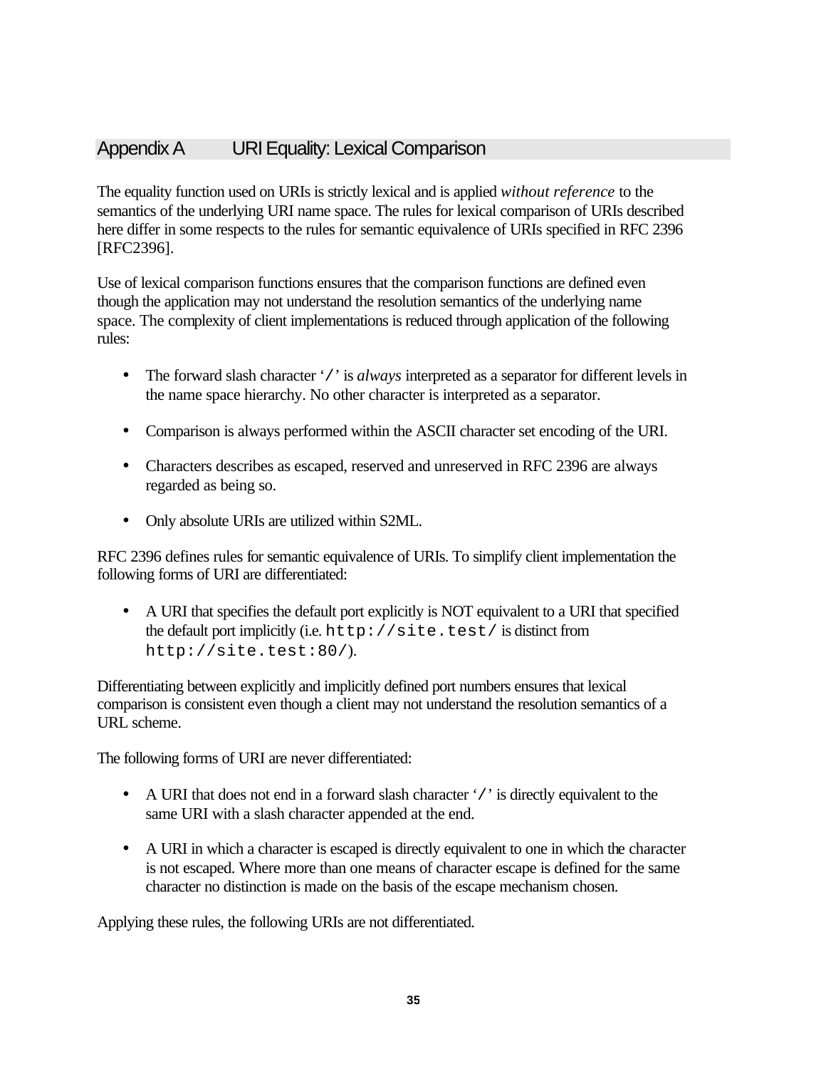## Appendix A URI Equality: Lexical Comparison

The equality function used on URIs is strictly lexical and is applied *without reference* to the semantics of the underlying URI name space. The rules for lexical comparison of URIs described here differ in some respects to the rules for semantic equivalence of URIs specified in RFC 2396 [RFC2396].

Use of lexical comparison functions ensures that the comparison functions are defined even though the application may not understand the resolution semantics of the underlying name space. The complexity of client implementations is reduced through application of the following rules:

- The forward slash character '`/`' is *always* interpreted as a separator for different levels in the name space hierarchy. No other character is interpreted as a separator.
- Comparison is always performed within the ASCII character set encoding of the URI.
- Characters describes as escaped, reserved and unreserved in RFC 2396 are always regarded as being so.
- Only absolute URIs are utilized within S2ML.

RFC 2396 defines rules for semantic equivalence of URIs. To simplify client implementation the following forms of URI are differentiated:

- A URI that specifies the default port explicitly is NOT equivalent to a URI that specified the default port implicitly (i.e. `http://site.test/` is distinct from `http://site.test:80/`).

Differentiating between explicitly and implicitly defined port numbers ensures that lexical comparison is consistent even though a client may not understand the resolution semantics of a URL scheme.

The following forms of URI are never differentiated:

- A URI that does not end in a forward slash character '`/`' is directly equivalent to the same URI with a slash character appended at the end.
- A URI in which a character is escaped is directly equivalent to one in which the character is not escaped. Where more than one means of character escape is defined for the same character no distinction is made on the basis of the escape mechanism chosen.

Applying these rules, the following URIs are not differentiated.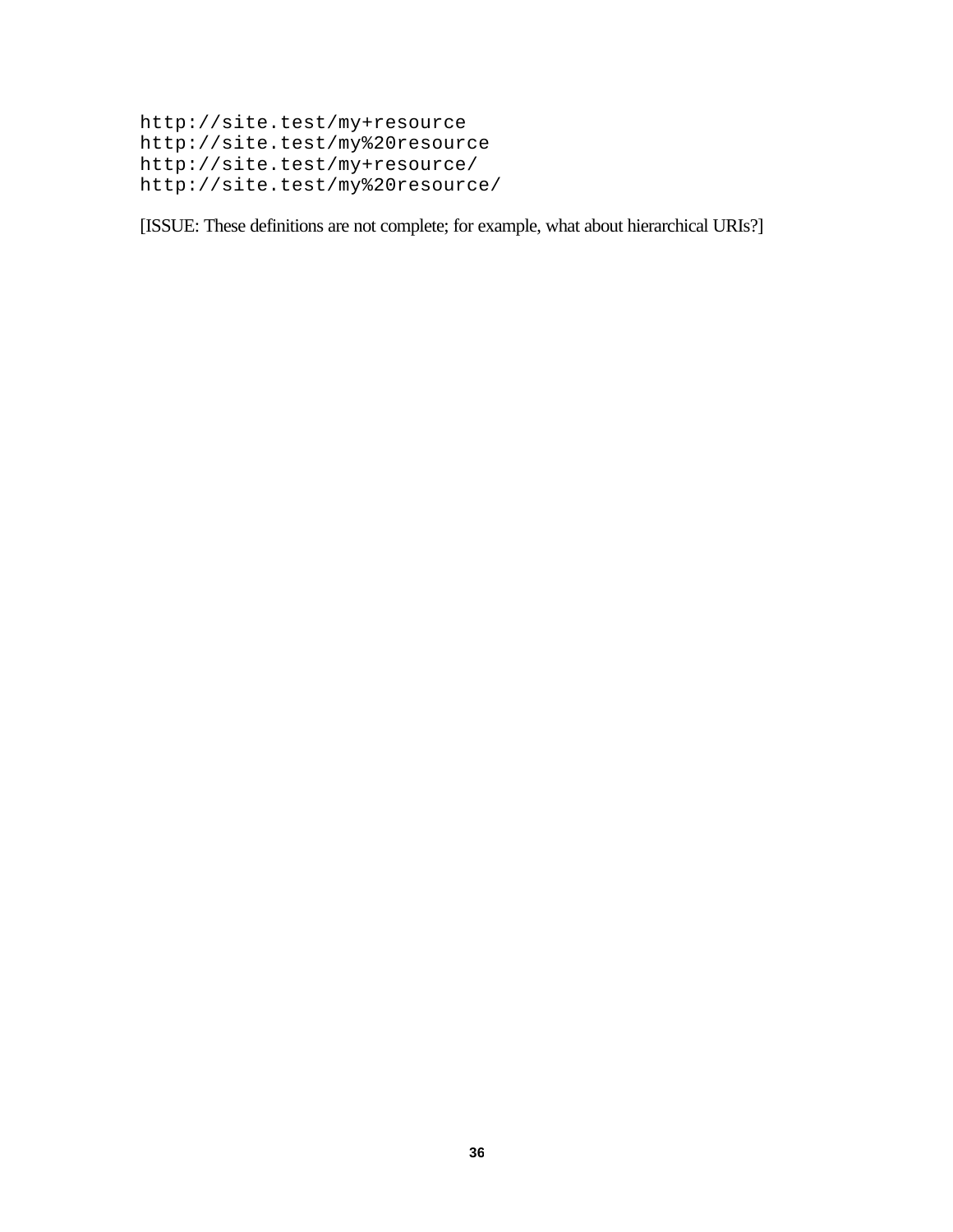```
http://site.test/my+resource
http://site.test/my%20resource
http://site.test/my+resource/
http://site.test/my%20resource/
```

[ISSUE: These definitions are not complete; for example, what about hierarchical URIs?]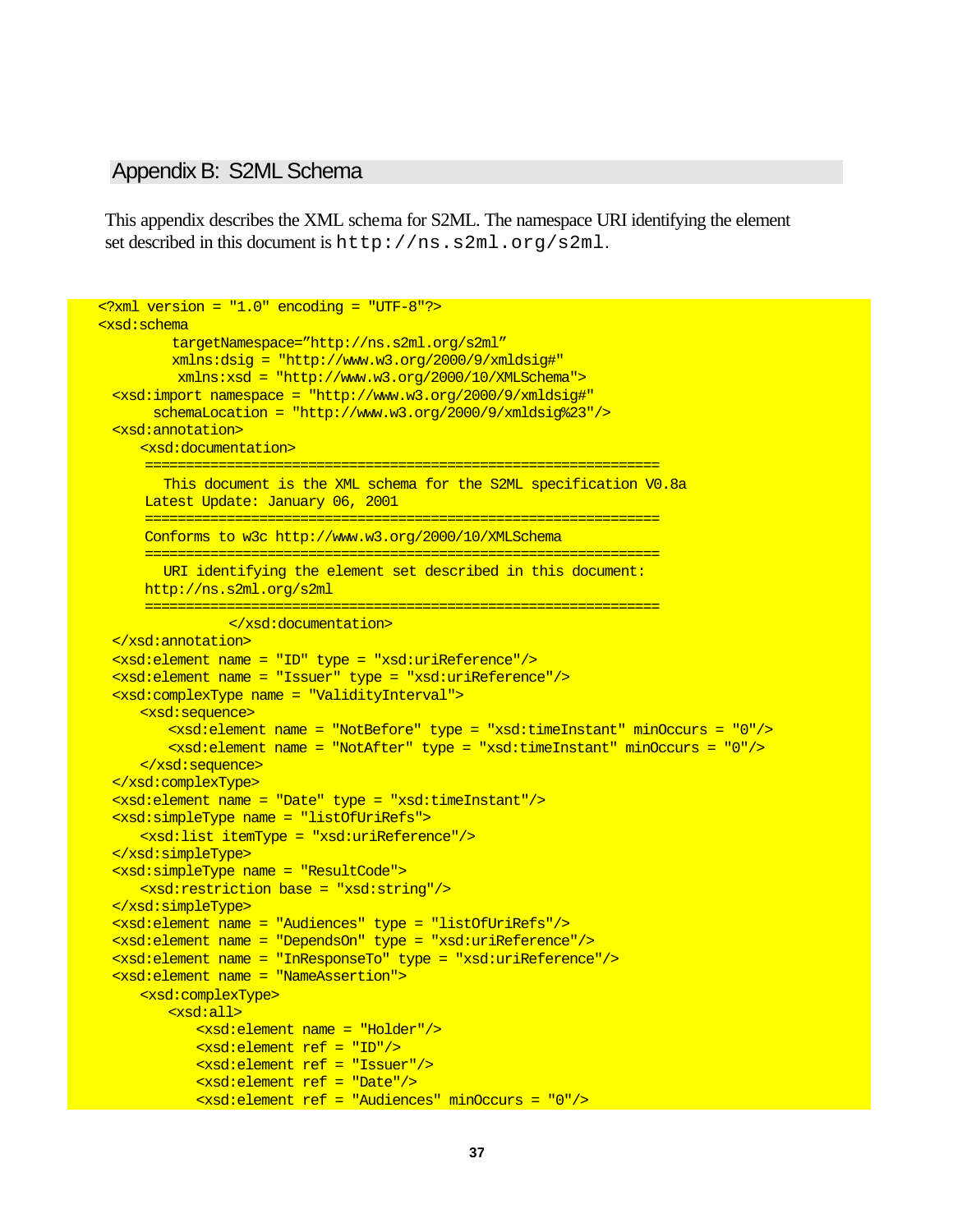## Appendix B: S2ML Schema

This appendix describes the XML schema for S2ML. The namespace URI identifying the element set described in this document is `http://ns.s2ml.org/s2ml`.

```
<?xml version = "1.0" encoding = "UTF-8"?>
<xsd:schema
         targetNamespace="http://ns.s2ml.org/s2ml"
         xmlns:dsig = "http://www.w3.org/2000/9/xmldsig#"
          xmlns:xsd = "http://www.w3.org/2000/10/XMLSchema">
  <xsd:import namespace = "http://www.w3.org/2000/9/xmldsig#"
       schemaLocation = "http://www.w3.org/2000/9/xmldsig%23"/>
  <xsd:annotation>
      <xsd:documentation>
      ==============================================================
        This document is the XML schema for the S2ML specification V0.8a
      Latest Update: January 06, 2001
      ==============================================================
      Conforms to w3c http://www.w3.org/2000/10/XMLSchema
      ==============================================================
        URI identifying the element set described in this document:
      http://ns.s2ml.org/s2ml
      ==============================================================
                 </xsd:documentation>
  </xsd:annotation>
  <xsd:element name = "ID" type = "xsd:uriReference"/>
  <xsd:element name = "Issuer" type = "xsd:uriReference"/>
  <xsd:complexType name = "ValidityInterval">
      <xsd:sequence>
          <xsd:element name = "NotBefore" type = "xsd:timeInstant" minOccurs = "0"/>
          <xsd:element name = "NotAfter" type = "xsd:timeInstant" minOccurs = "0"/>
      </xsd:sequence>
  </xsd:complexType>
  <xsd:element name = "Date" type = "xsd:timeInstant"/>
  <xsd:simpleType name = "listOfUriRefs">
      <xsd:list itemType = "xsd:uriReference"/>
  </xsd:simpleType>
  <xsd:simpleType name = "ResultCode">
      <xsd:restriction base = "xsd:string"/>
  </xsd:simpleType>
  <xsd:element name = "Audiences" type = "listOfUriRefs"/>
  <xsd:element name = "DependsOn" type = "xsd:uriReference"/>
  <xsd:element name = "InResponseTo" type = "xsd:uriReference"/>
  <xsd:element name = "NameAssertion">
      <xsd:complexType>
          <xsd:all>
              <xsd:element name = "Holder"/>
              <xsd:element ref = "ID"/>
              <xsd:element ref = "Issuer"/>
              <xsd:element ref = "Date"/>
              <xsd:element ref = "Audiences" minOccurs = "0"/>
```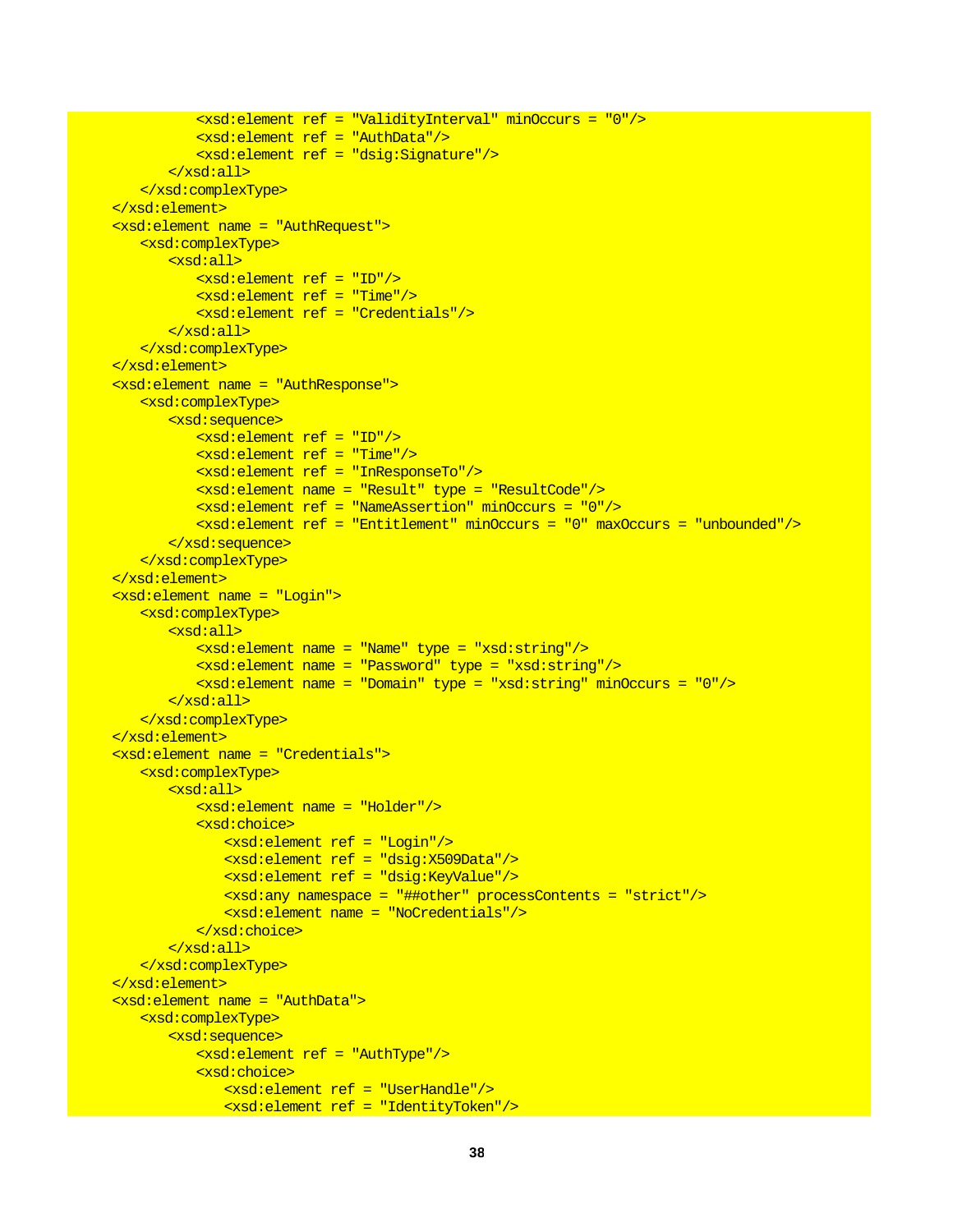```
            <xsd:element ref = "ValidityInterval" minOccurs = "0"/>
            <xsd:element ref = "AuthData"/>
            <xsd:element ref = "dsig:Signature"/>
         </xsd:all>
      </xsd:complexType>
   </xsd:element>
   <xsd:element name = "AuthRequest">
      <xsd:complexType>
         <xsd:all>
            <xsd:element ref = "ID"/>
            <xsd:element ref = "Time"/>
            <xsd:element ref = "Credentials"/>
         </xsd:all>
      </xsd:complexType>
   </xsd:element>
   <xsd:element name = "AuthResponse">
      <xsd:complexType>
         <xsd:sequence>
            <xsd:element ref = "ID"/>
            <xsd:element ref = "Time"/>
            <xsd:element ref = "InResponseTo"/>
            <xsd:element name = "Result" type = "ResultCode"/>
            <xsd:element ref = "NameAssertion" minOccurs = "0"/>
            <xsd:element ref = "Entitlement" minOccurs = "0" maxOccurs = "unbounded"/>
         </xsd:sequence>
      </xsd:complexType>
   </xsd:element>
   <xsd:element name = "Login">
      <xsd:complexType>
         <xsd:all>
            <xsd:element name = "Name" type = "xsd:string"/>
            <xsd:element name = "Password" type = "xsd:string"/>
            <xsd:element name = "Domain" type = "xsd:string" minOccurs = "0"/>
         </xsd:all>
      </xsd:complexType>
   </xsd:element>
   <xsd:element name = "Credentials">
      <xsd:complexType>
         <xsd:all>
            <xsd:element name = "Holder"/>
            <xsd:choice>
               <xsd:element ref = "Login"/>
               <xsd:element ref = "dsig:X509Data"/>
               <xsd:element ref = "dsig:KeyValue"/>
               <xsd:any namespace = "##other" processContents = "strict"/>
               <xsd:element name = "NoCredentials"/>
            </xsd:choice>
         </xsd:all>
      </xsd:complexType>
   </xsd:element>
   <xsd:element name = "AuthData">
      <xsd:complexType>
         <xsd:sequence>
            <xsd:element ref = "AuthType"/>
            <xsd:choice>
               <xsd:element ref = "UserHandle"/>
               <xsd:element ref = "IdentityToken"/>
```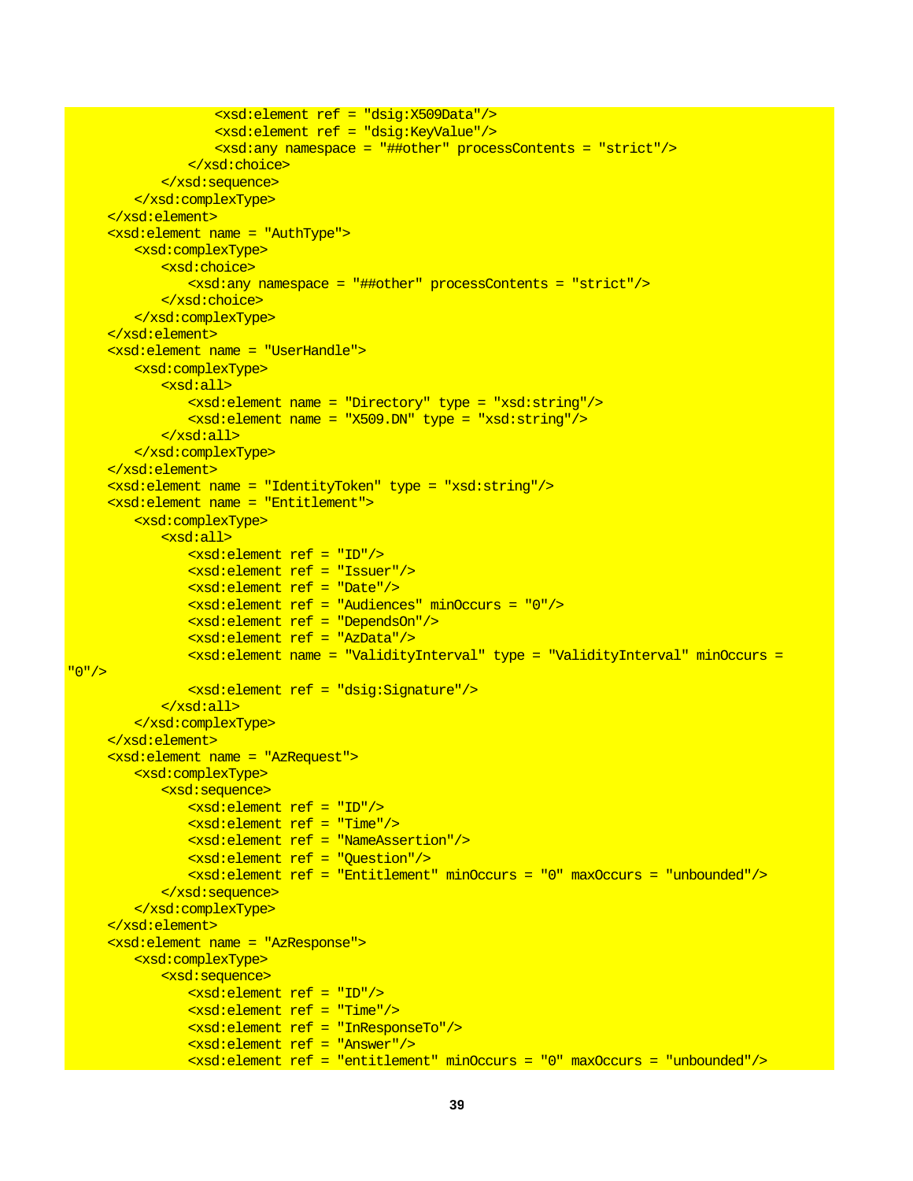```
                <xsd:element ref = "dsig:X509Data"/>
                <xsd:element ref = "dsig:KeyValue"/>
                <xsd:any namespace = "##other" processContents = "strict"/>
            </xsd:choice>
        </xsd:sequence>
    </xsd:complexType>
</xsd:element>
<xsd:element name = "AuthType">
    <xsd:complexType>
        <xsd:choice>
            <xsd:any namespace = "##other" processContents = "strict"/>
        </xsd:choice>
    </xsd:complexType>
</xsd:element>
<xsd:element name = "UserHandle">
    <xsd:complexType>
        <xsd:all>
            <xsd:element name = "Directory" type = "xsd:string"/>
            <xsd:element name = "X509.DN" type = "xsd:string"/>
        </xsd:all>
    </xsd:complexType>
</xsd:element>
<xsd:element name = "IdentityToken" type = "xsd:string"/>
<xsd:element name = "Entitlement">
    <xsd:complexType>
        <xsd:all>
            <xsd:element ref = "ID"/>
            <xsd:element ref = "Issuer"/>
            <xsd:element ref = "Date"/>
            <xsd:element ref = "Audiences" minOccurs = "0"/>
            <xsd:element ref = "DependsOn"/>
            <xsd:element ref = "AzData"/>
            <xsd:element name = "ValidityInterval" type = "ValidityInterval" minOccurs =
"0"/>
            <xsd:element ref = "dsig:Signature"/>
        </xsd:all>
    </xsd:complexType>
</xsd:element>
<xsd:element name = "AzRequest">
    <xsd:complexType>
        <xsd:sequence>
            <xsd:element ref = "ID"/>
            <xsd:element ref = "Time"/>
            <xsd:element ref = "NameAssertion"/>
            <xsd:element ref = "Question"/>
            <xsd:element ref = "Entitlement" minOccurs = "0" maxOccurs = "unbounded"/>
        </xsd:sequence>
    </xsd:complexType>
</xsd:element>
<xsd:element name = "AzResponse">
    <xsd:complexType>
        <xsd:sequence>
            <xsd:element ref = "ID"/>
            <xsd:element ref = "Time"/>
            <xsd:element ref = "InResponseTo"/>
            <xsd:element ref = "Answer"/>
            <xsd:element ref = "entitlement" minOccurs = "0" maxOccurs = "unbounded"/>
```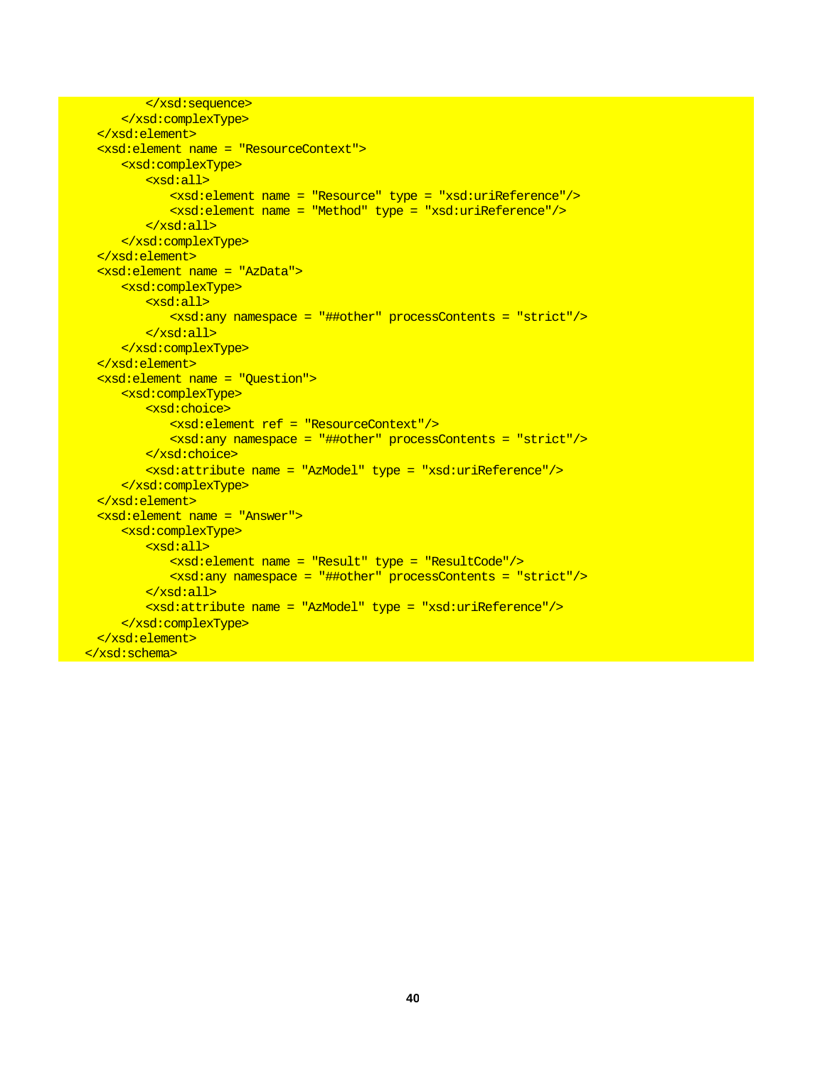```
            </xsd:sequence>
        </xsd:complexType>
    </xsd:element>
    <xsd:element name = "ResourceContext">
        <xsd:complexType>
            <xsd:all>
                <xsd:element name = "Resource" type = "xsd:uriReference"/>
                <xsd:element name = "Method" type = "xsd:uriReference"/>
            </xsd:all>
        </xsd:complexType>
    </xsd:element>
    <xsd:element name = "AzData">
        <xsd:complexType>
            <xsd:all>
                <xsd:any namespace = "##other" processContents = "strict"/>
            </xsd:all>
        </xsd:complexType>
    </xsd:element>
    <xsd:element name = "Question">
        <xsd:complexType>
            <xsd:choice>
                <xsd:element ref = "ResourceContext"/>
                <xsd:any namespace = "##other" processContents = "strict"/>
            </xsd:choice>
            <xsd:attribute name = "AzModel" type = "xsd:uriReference"/>
        </xsd:complexType>
    </xsd:element>
    <xsd:element name = "Answer">
        <xsd:complexType>
            <xsd:all>
                <xsd:element name = "Result" type = "ResultCode"/>
                <xsd:any namespace = "##other" processContents = "strict"/>
            </xsd:all>
            <xsd:attribute name = "AzModel" type = "xsd:uriReference"/>
        </xsd:complexType>
    </xsd:element>
  </xsd:schema>
```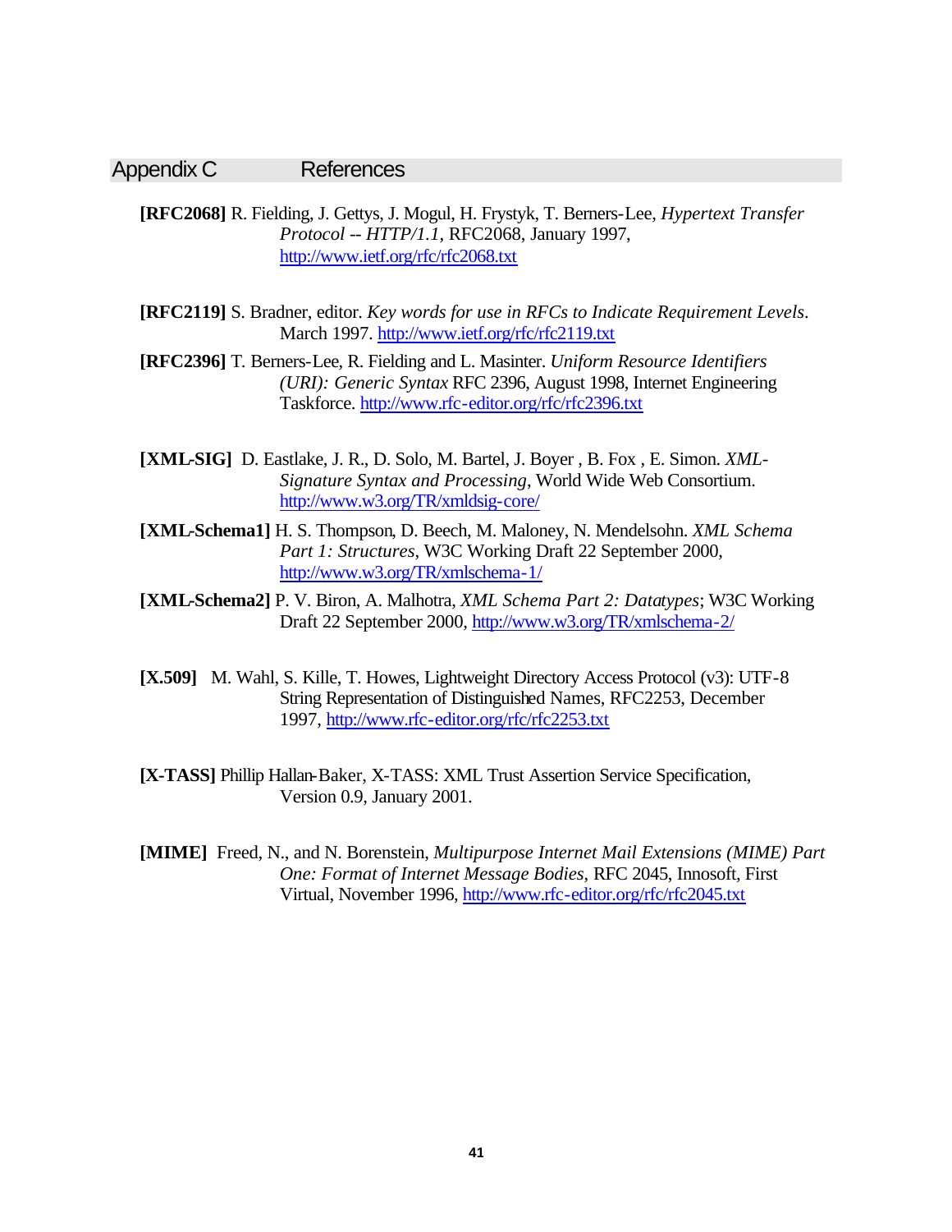# Appendix C References

**[RFC2068]** R. Fielding, J. Gettys, J. Mogul, H. Frystyk, T. Berners-Lee, *Hypertext Transfer Protocol -- HTTP/1.1*, RFC2068, January 1997, http://www.ietf.org/rfc/rfc2068.txt

**[RFC2119]** S. Bradner, editor. *Key words for use in RFCs to Indicate Requirement Levels*. March 1997. http://www.ietf.org/rfc/rfc2119.txt

**[RFC2396]** T. Berners-Lee, R. Fielding and L. Masinter. *Uniform Resource Identifiers (URI): Generic Syntax* RFC 2396, August 1998, Internet Engineering Taskforce. http://www.rfc-editor.org/rfc/rfc2396.txt

**[XML-SIG]** D. Eastlake, J. R., D. Solo, M. Bartel, J. Boyer , B. Fox , E. Simon. *XML-Signature Syntax and Processing*, World Wide Web Consortium. http://www.w3.org/TR/xmldsig-core/

**[XML-Schema1]** H. S. Thompson, D. Beech, M. Maloney, N. Mendelsohn. *XML Schema Part 1: Structures*, W3C Working Draft 22 September 2000, http://www.w3.org/TR/xmlschema-1/

**[XML-Schema2]** P. V. Biron, A. Malhotra, *XML Schema Part 2: Datatypes*; W3C Working Draft 22 September 2000, http://www.w3.org/TR/xmlschema-2/

**[X.509]** M. Wahl, S. Kille, T. Howes, Lightweight Directory Access Protocol (v3): UTF-8 String Representation of Distinguished Names, RFC2253, December 1997, http://www.rfc-editor.org/rfc/rfc2253.txt

**[X-TASS]** Phillip Hallan-Baker, X-TASS: XML Trust Assertion Service Specification, Version 0.9, January 2001.

**[MIME]** Freed, N., and N. Borenstein, *Multipurpose Internet Mail Extensions (MIME) Part One: Format of Internet Message Bodies*, RFC 2045, Innosoft, First Virtual, November 1996, http://www.rfc-editor.org/rfc/rfc2045.txt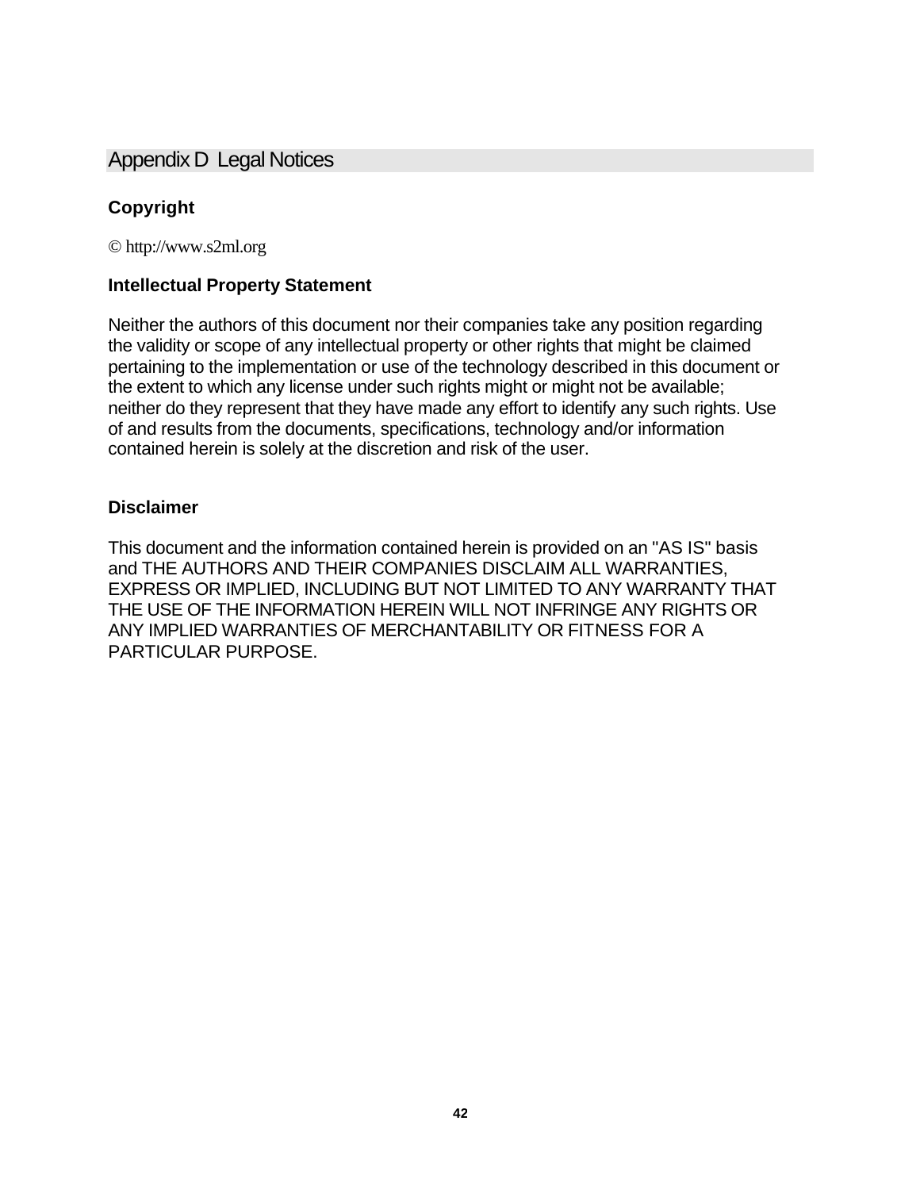# Appendix D Legal Notices

### Copyright

© http://www.s2ml.org

### Intellectual Property Statement

Neither the authors of this document nor their companies take any position regarding the validity or scope of any intellectual property or other rights that might be claimed pertaining to the implementation or use of the technology described in this document or the extent to which any license under such rights might or might not be available; neither do they represent that they have made any effort to identify any such rights. Use of and results from the documents, specifications, technology and/or information contained herein is solely at the discretion and risk of the user.

### Disclaimer

This document and the information contained herein is provided on an "AS IS" basis and THE AUTHORS AND THEIR COMPANIES DISCLAIM ALL WARRANTIES, EXPRESS OR IMPLIED, INCLUDING BUT NOT LIMITED TO ANY WARRANTY THAT THE USE OF THE INFORMATION HEREIN WILL NOT INFRINGE ANY RIGHTS OR ANY IMPLIED WARRANTIES OF MERCHANTABILITY OR FITNESS FOR A PARTICULAR PURPOSE.